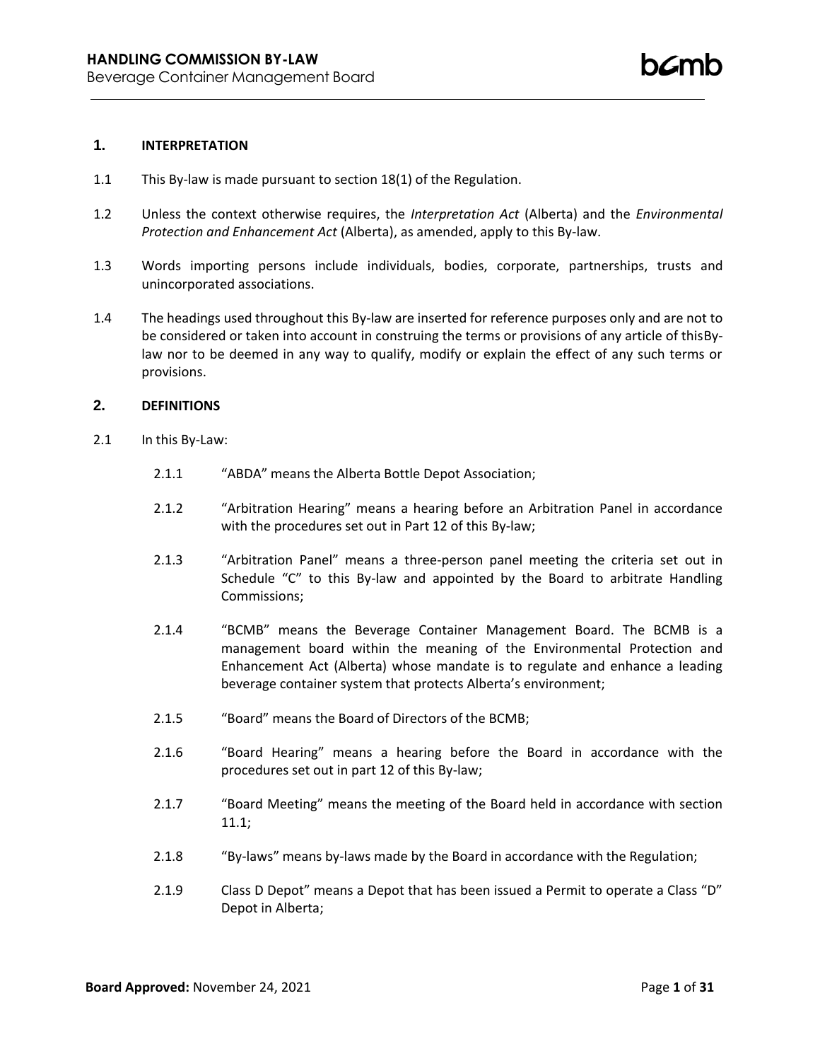## 1. INTERPRETATION

1.1 This By-law is made pursuant to section 18(1) of the Regulation.

1.2 Unless the context otherwise requires, the *Interpretation Act* (Alberta) and the *Environmental Protection and Enhancement Act* (Alberta), as amended, apply to this By-law.

1.3 Words importing persons include individuals, bodies, corporate, partnerships, trusts and unincorporated associations.

1.4 The headings used throughout this By-law are inserted for reference purposes only and are not to be considered or taken into account in construing the terms or provisions of any article of thisBy-law nor to be deemed in any way to qualify, modify or explain the effect of any such terms or provisions.

## 2. DEFINITIONS

2.1 In this By-Law:

2.1.1 "ABDA" means the Alberta Bottle Depot Association;

2.1.2 "Arbitration Hearing" means a hearing before an Arbitration Panel in accordance with the procedures set out in Part 12 of this By-law;

2.1.3 "Arbitration Panel" means a three-person panel meeting the criteria set out in Schedule "C" to this By-law and appointed by the Board to arbitrate Handling Commissions;

2.1.4 "BCMB" means the Beverage Container Management Board. The BCMB is a management board within the meaning of the Environmental Protection and Enhancement Act (Alberta) whose mandate is to regulate and enhance a leading beverage container system that protects Alberta's environment;

2.1.5 "Board" means the Board of Directors of the BCMB;

2.1.6 "Board Hearing" means a hearing before the Board in accordance with the procedures set out in part 12 of this By-law;

2.1.7 "Board Meeting" means the meeting of the Board held in accordance with section 11.1;

2.1.8 "By-laws" means by-laws made by the Board in accordance with the Regulation;

2.1.9 Class D Depot" means a Depot that has been issued a Permit to operate a Class "D" Depot in Alberta;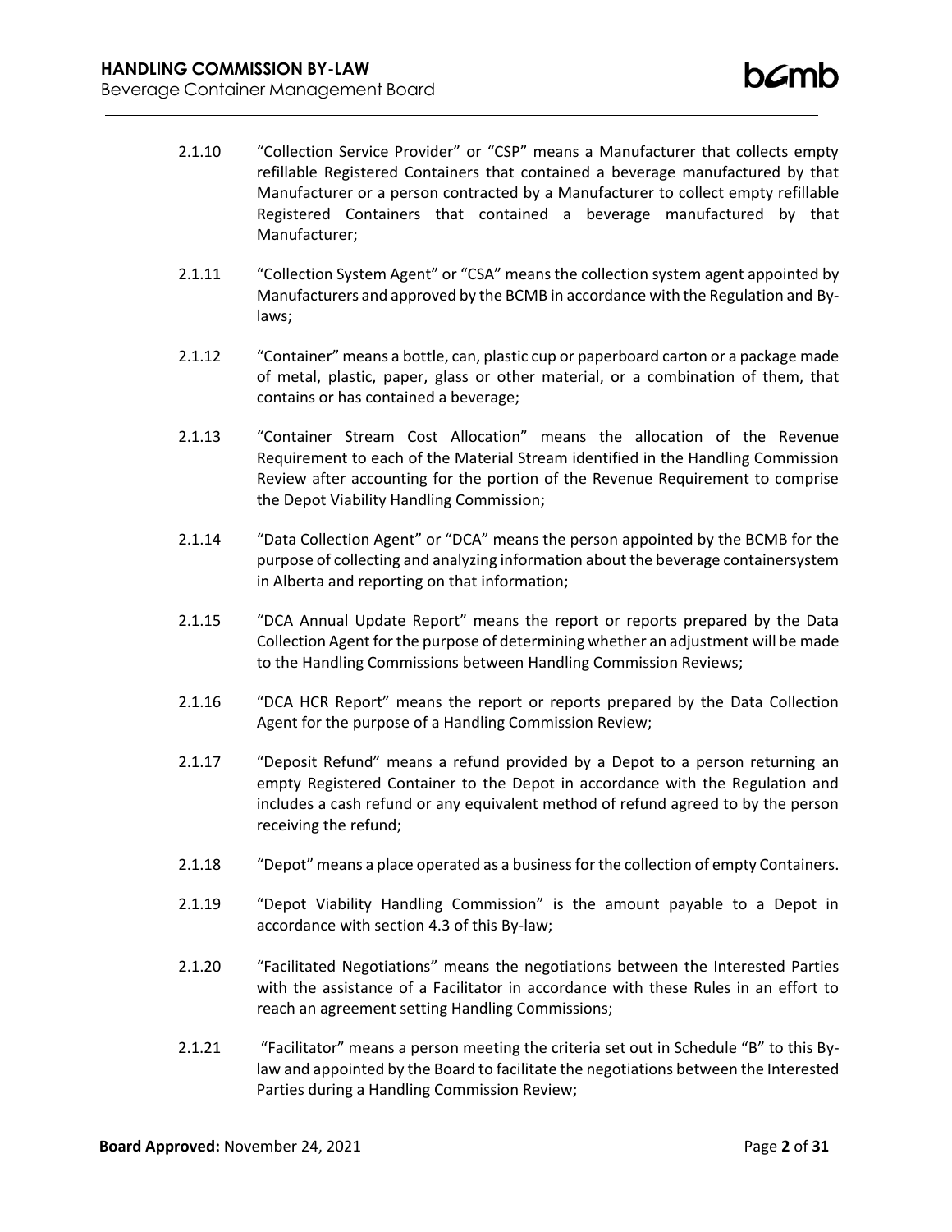2.1.10 "Collection Service Provider" or "CSP" means a Manufacturer that collects empty refillable Registered Containers that contained a beverage manufactured by that Manufacturer or a person contracted by a Manufacturer to collect empty refillable Registered Containers that contained a beverage manufactured by that Manufacturer;

2.1.11 "Collection System Agent" or "CSA" means the collection system agent appointed by Manufacturers and approved by the BCMB in accordance with the Regulation and By-laws;

2.1.12 "Container" means a bottle, can, plastic cup or paperboard carton or a package made of metal, plastic, paper, glass or other material, or a combination of them, that contains or has contained a beverage;

2.1.13 "Container Stream Cost Allocation" means the allocation of the Revenue Requirement to each of the Material Stream identified in the Handling Commission Review after accounting for the portion of the Revenue Requirement to comprise the Depot Viability Handling Commission;

2.1.14 "Data Collection Agent" or "DCA" means the person appointed by the BCMB for the purpose of collecting and analyzing information about the beverage containersystem in Alberta and reporting on that information;

2.1.15 "DCA Annual Update Report" means the report or reports prepared by the Data Collection Agent for the purpose of determining whether an adjustment will be made to the Handling Commissions between Handling Commission Reviews;

2.1.16 "DCA HCR Report" means the report or reports prepared by the Data Collection Agent for the purpose of a Handling Commission Review;

2.1.17 "Deposit Refund" means a refund provided by a Depot to a person returning an empty Registered Container to the Depot in accordance with the Regulation and includes a cash refund or any equivalent method of refund agreed to by the person receiving the refund;

2.1.18 "Depot" means a place operated as a business for the collection of empty Containers.

2.1.19 "Depot Viability Handling Commission" is the amount payable to a Depot in accordance with section 4.3 of this By-law;

2.1.20 "Facilitated Negotiations" means the negotiations between the Interested Parties with the assistance of a Facilitator in accordance with these Rules in an effort to reach an agreement setting Handling Commissions;

2.1.21 "Facilitator" means a person meeting the criteria set out in Schedule "B" to this By-law and appointed by the Board to facilitate the negotiations between the Interested Parties during a Handling Commission Review;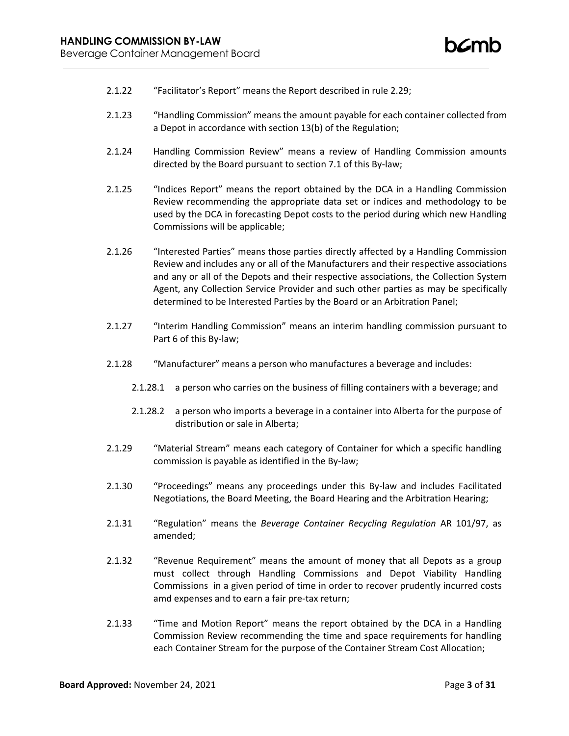2.1.22 "Facilitator's Report" means the Report described in rule 2.29;

2.1.23 "Handling Commission" means the amount payable for each container collected from a Depot in accordance with section 13(b) of the Regulation;

2.1.24 Handling Commission Review" means a review of Handling Commission amounts directed by the Board pursuant to section 7.1 of this By-law;

2.1.25 "Indices Report" means the report obtained by the DCA in a Handling Commission Review recommending the appropriate data set or indices and methodology to be used by the DCA in forecasting Depot costs to the period during which new Handling Commissions will be applicable;

2.1.26 "Interested Parties" means those parties directly affected by a Handling Commission Review and includes any or all of the Manufacturers and their respective associations and any or all of the Depots and their respective associations, the Collection System Agent, any Collection Service Provider and such other parties as may be specifically determined to be Interested Parties by the Board or an Arbitration Panel;

2.1.27 "Interim Handling Commission" means an interim handling commission pursuant to Part 6 of this By-law;

2.1.28 "Manufacturer" means a person who manufactures a beverage and includes:

- 2.1.28.1 a person who carries on the business of filling containers with a beverage; and
- 2.1.28.2 a person who imports a beverage in a container into Alberta for the purpose of distribution or sale in Alberta;

2.1.29 "Material Stream" means each category of Container for which a specific handling commission is payable as identified in the By-law;

2.1.30 "Proceedings" means any proceedings under this By-law and includes Facilitated Negotiations, the Board Meeting, the Board Hearing and the Arbitration Hearing;

2.1.31 "Regulation" means the *Beverage Container Recycling Regulation* AR 101/97, as amended;

2.1.32 "Revenue Requirement" means the amount of money that all Depots as a group must collect through Handling Commissions and Depot Viability Handling Commissions in a given period of time in order to recover prudently incurred costs amd expenses and to earn a fair pre-tax return;

2.1.33 "Time and Motion Report" means the report obtained by the DCA in a Handling Commission Review recommending the time and space requirements for handling each Container Stream for the purpose of the Container Stream Cost Allocation;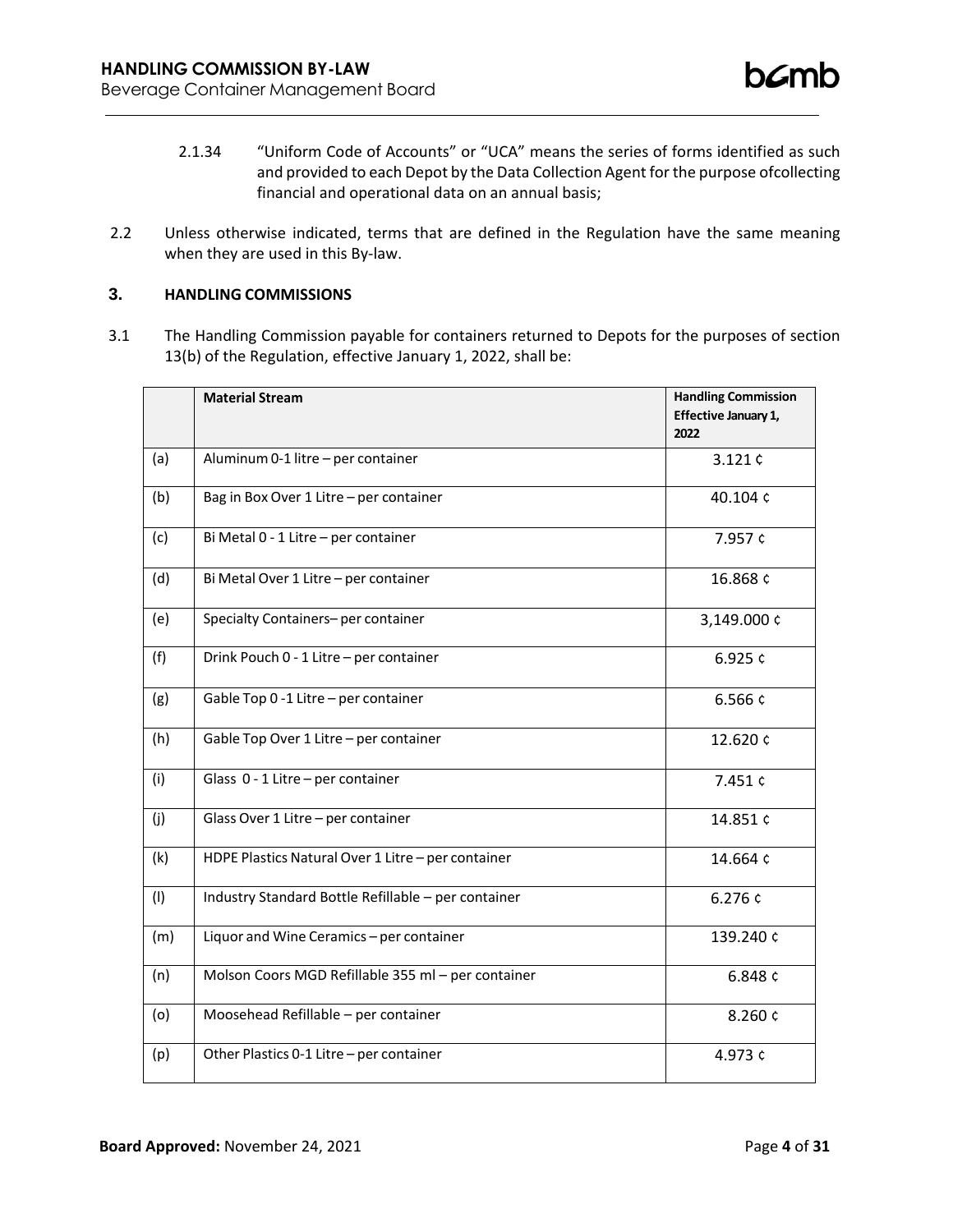2.1.34 "Uniform Code of Accounts" or "UCA" means the series of forms identified as such and provided to each Depot by the Data Collection Agent for the purpose ofcollecting financial and operational data on an annual basis;

2.2 Unless otherwise indicated, terms that are defined in the Regulation have the same meaning when they are used in this By-law.

## 3. HANDLING COMMISSIONS

3.1 The Handling Commission payable for containers returned to Depots for the purposes of section 13(b) of the Regulation, effective January 1, 2022, shall be:

| | Material Stream | Handling Commission Effective January 1, 2022 |
|---|---|---|
| (a) | Aluminum 0-1 litre – per container | 3.121 ¢ |
| (b) | Bag in Box Over 1 Litre – per container | 40.104 ¢ |
| (c) | Bi Metal 0 - 1 Litre – per container | 7.957 ¢ |
| (d) | Bi Metal Over 1 Litre – per container | 16.868 ¢ |
| (e) | Specialty Containers– per container | 3,149.000 ¢ |
| (f) | Drink Pouch 0 - 1 Litre – per container | 6.925 ¢ |
| (g) | Gable Top 0 -1 Litre – per container | 6.566 ¢ |
| (h) | Gable Top Over 1 Litre – per container | 12.620 ¢ |
| (i) | Glass 0 - 1 Litre – per container | 7.451 ¢ |
| (j) | Glass Over 1 Litre – per container | 14.851 ¢ |
| (k) | HDPE Plastics Natural Over 1 Litre – per container | 14.664 ¢ |
| (l) | Industry Standard Bottle Refillable – per container | 6.276 ¢ |
| (m) | Liquor and Wine Ceramics – per container | 139.240 ¢ |
| (n) | Molson Coors MGD Refillable 355 ml – per container | 6.848 ¢ |
| (o) | Moosehead Refillable – per container | 8.260 ¢ |
| (p) | Other Plastics 0-1 Litre – per container | 4.973 ¢ |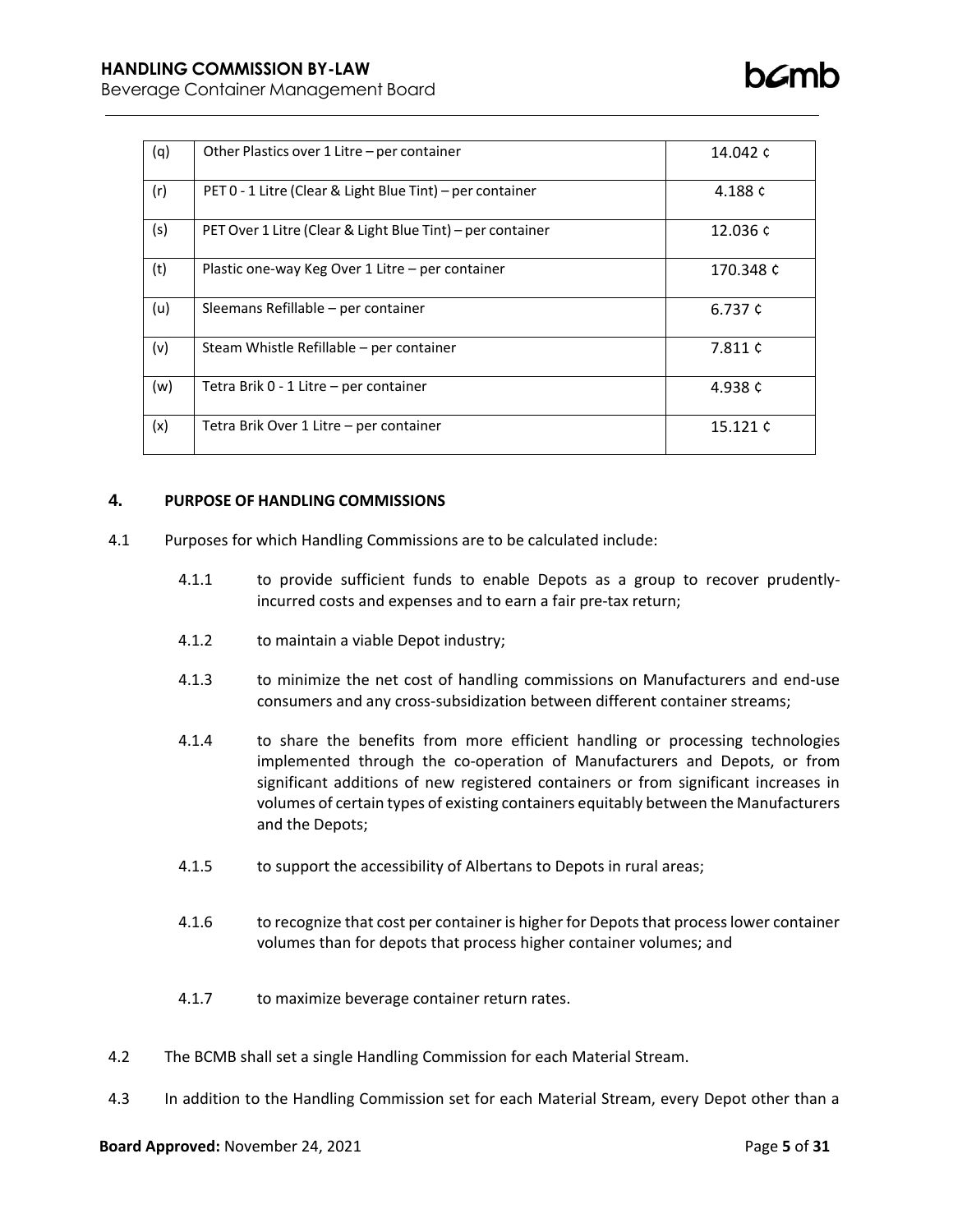| (q) | Other Plastics over 1 Litre – per container | 14.042 ¢ |
|---|---|---|
| (r) | PET 0 - 1 Litre (Clear & Light Blue Tint) – per container | 4.188 ¢ |
| (s) | PET Over 1 Litre (Clear & Light Blue Tint) – per container | 12.036 ¢ |
| (t) | Plastic one-way Keg Over 1 Litre – per container | 170.348 ¢ |
| (u) | Sleemans Refillable – per container | 6.737 ¢ |
| (v) | Steam Whistle Refillable – per container | 7.811 ¢ |
| (w) | Tetra Brik 0 - 1 Litre – per container | 4.938 ¢ |
| (x) | Tetra Brik Over 1 Litre – per container | 15.121 ¢ |

## 4. PURPOSE OF HANDLING COMMISSIONS

4.1 Purposes for which Handling Commissions are to be calculated include:

4.1.1 to provide sufficient funds to enable Depots as a group to recover prudently-incurred costs and expenses and to earn a fair pre-tax return;

4.1.2 to maintain a viable Depot industry;

4.1.3 to minimize the net cost of handling commissions on Manufacturers and end-use consumers and any cross-subsidization between different container streams;

4.1.4 to share the benefits from more efficient handling or processing technologies implemented through the co-operation of Manufacturers and Depots, or from significant additions of new registered containers or from significant increases in volumes of certain types of existing containers equitably between the Manufacturers and the Depots;

4.1.5 to support the accessibility of Albertans to Depots in rural areas;

4.1.6 to recognize that cost per container is higher for Depots that process lower container volumes than for depots that process higher container volumes; and

4.1.7 to maximize beverage container return rates.

4.2 The BCMB shall set a single Handling Commission for each Material Stream.

4.3 In addition to the Handling Commission set for each Material Stream, every Depot other than a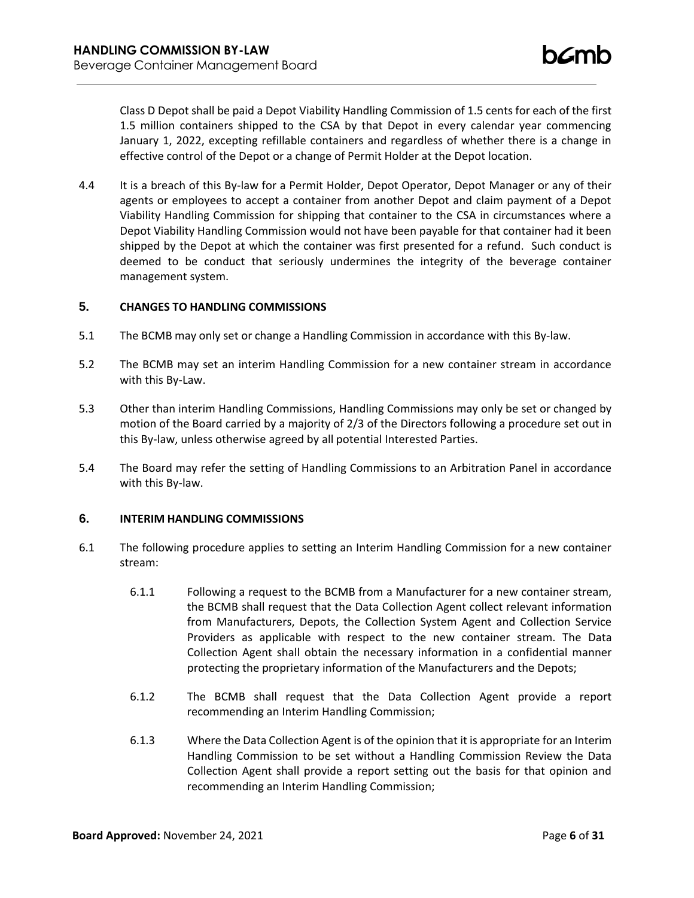Class D Depot shall be paid a Depot Viability Handling Commission of 1.5 cents for each of the first 1.5 million containers shipped to the CSA by that Depot in every calendar year commencing January 1, 2022, excepting refillable containers and regardless of whether there is a change in effective control of the Depot or a change of Permit Holder at the Depot location.

4.4 It is a breach of this By-law for a Permit Holder, Depot Operator, Depot Manager or any of their agents or employees to accept a container from another Depot and claim payment of a Depot Viability Handling Commission for shipping that container to the CSA in circumstances where a Depot Viability Handling Commission would not have been payable for that container had it been shipped by the Depot at which the container was first presented for a refund. Such conduct is deemed to be conduct that seriously undermines the integrity of the beverage container management system.

## 5. CHANGES TO HANDLING COMMISSIONS

5.1 The BCMB may only set or change a Handling Commission in accordance with this By-law.

5.2 The BCMB may set an interim Handling Commission for a new container stream in accordance with this By-Law.

5.3 Other than interim Handling Commissions, Handling Commissions may only be set or changed by motion of the Board carried by a majority of 2/3 of the Directors following a procedure set out in this By-law, unless otherwise agreed by all potential Interested Parties.

5.4 The Board may refer the setting of Handling Commissions to an Arbitration Panel in accordance with this By-law.

## 6. INTERIM HANDLING COMMISSIONS

6.1 The following procedure applies to setting an Interim Handling Commission for a new container stream:

6.1.1 Following a request to the BCMB from a Manufacturer for a new container stream, the BCMB shall request that the Data Collection Agent collect relevant information from Manufacturers, Depots, the Collection System Agent and Collection Service Providers as applicable with respect to the new container stream. The Data Collection Agent shall obtain the necessary information in a confidential manner protecting the proprietary information of the Manufacturers and the Depots;

6.1.2 The BCMB shall request that the Data Collection Agent provide a report recommending an Interim Handling Commission;

6.1.3 Where the Data Collection Agent is of the opinion that it is appropriate for an Interim Handling Commission to be set without a Handling Commission Review the Data Collection Agent shall provide a report setting out the basis for that opinion and recommending an Interim Handling Commission;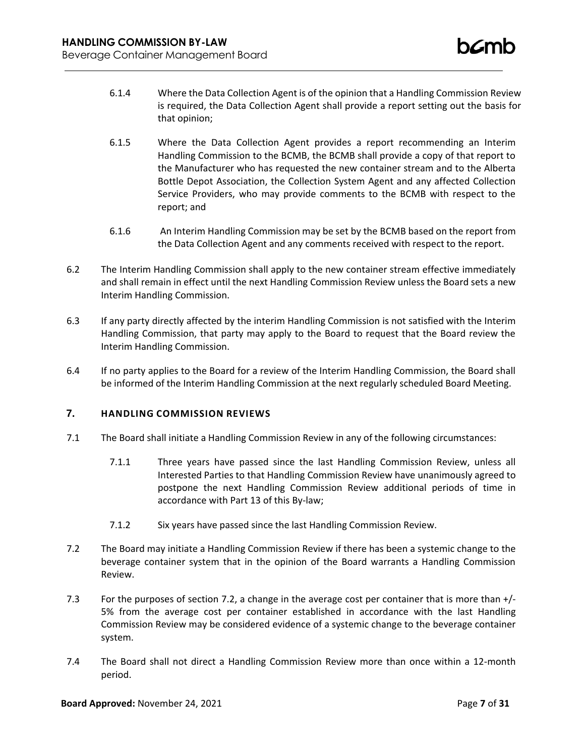6.1.4 Where the Data Collection Agent is of the opinion that a Handling Commission Review is required, the Data Collection Agent shall provide a report setting out the basis for that opinion;

6.1.5 Where the Data Collection Agent provides a report recommending an Interim Handling Commission to the BCMB, the BCMB shall provide a copy of that report to the Manufacturer who has requested the new container stream and to the Alberta Bottle Depot Association, the Collection System Agent and any affected Collection Service Providers, who may provide comments to the BCMB with respect to the report; and

6.1.6 An Interim Handling Commission may be set by the BCMB based on the report from the Data Collection Agent and any comments received with respect to the report.

6.2 The Interim Handling Commission shall apply to the new container stream effective immediately and shall remain in effect until the next Handling Commission Review unless the Board sets a new Interim Handling Commission.

6.3 If any party directly affected by the interim Handling Commission is not satisfied with the Interim Handling Commission, that party may apply to the Board to request that the Board review the Interim Handling Commission.

6.4 If no party applies to the Board for a review of the Interim Handling Commission, the Board shall be informed of the Interim Handling Commission at the next regularly scheduled Board Meeting.

## 7. HANDLING COMMISSION REVIEWS

7.1 The Board shall initiate a Handling Commission Review in any of the following circumstances:

7.1.1 Three years have passed since the last Handling Commission Review, unless all Interested Parties to that Handling Commission Review have unanimously agreed to postpone the next Handling Commission Review additional periods of time in accordance with Part 13 of this By-law;

7.1.2 Six years have passed since the last Handling Commission Review.

7.2 The Board may initiate a Handling Commission Review if there has been a systemic change to the beverage container system that in the opinion of the Board warrants a Handling Commission Review.

7.3 For the purposes of section 7.2, a change in the average cost per container that is more than +/- 5% from the average cost per container established in accordance with the last Handling Commission Review may be considered evidence of a systemic change to the beverage container system.

7.4 The Board shall not direct a Handling Commission Review more than once within a 12-month period.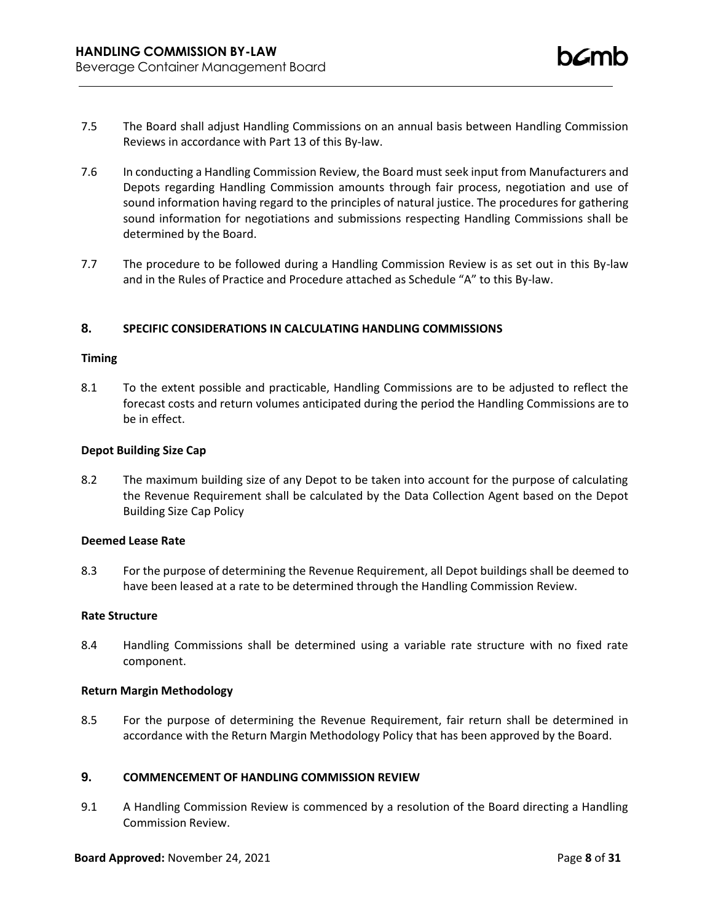7.5 The Board shall adjust Handling Commissions on an annual basis between Handling Commission Reviews in accordance with Part 13 of this By-law.

7.6 In conducting a Handling Commission Review, the Board must seek input from Manufacturers and Depots regarding Handling Commission amounts through fair process, negotiation and use of sound information having regard to the principles of natural justice. The procedures for gathering sound information for negotiations and submissions respecting Handling Commissions shall be determined by the Board.

7.7 The procedure to be followed during a Handling Commission Review is as set out in this By-law and in the Rules of Practice and Procedure attached as Schedule "A" to this By-law.

## 8. SPECIFIC CONSIDERATIONS IN CALCULATING HANDLING COMMISSIONS

**Timing**

8.1 To the extent possible and practicable, Handling Commissions are to be adjusted to reflect the forecast costs and return volumes anticipated during the period the Handling Commissions are to be in effect.

**Depot Building Size Cap**

8.2 The maximum building size of any Depot to be taken into account for the purpose of calculating the Revenue Requirement shall be calculated by the Data Collection Agent based on the Depot Building Size Cap Policy

**Deemed Lease Rate**

8.3 For the purpose of determining the Revenue Requirement, all Depot buildings shall be deemed to have been leased at a rate to be determined through the Handling Commission Review.

**Rate Structure**

8.4 Handling Commissions shall be determined using a variable rate structure with no fixed rate component.

**Return Margin Methodology**

8.5 For the purpose of determining the Revenue Requirement, fair return shall be determined in accordance with the Return Margin Methodology Policy that has been approved by the Board.

## 9. COMMENCEMENT OF HANDLING COMMISSION REVIEW

9.1 A Handling Commission Review is commenced by a resolution of the Board directing a Handling Commission Review.

**Board Approved:** November 24, 2021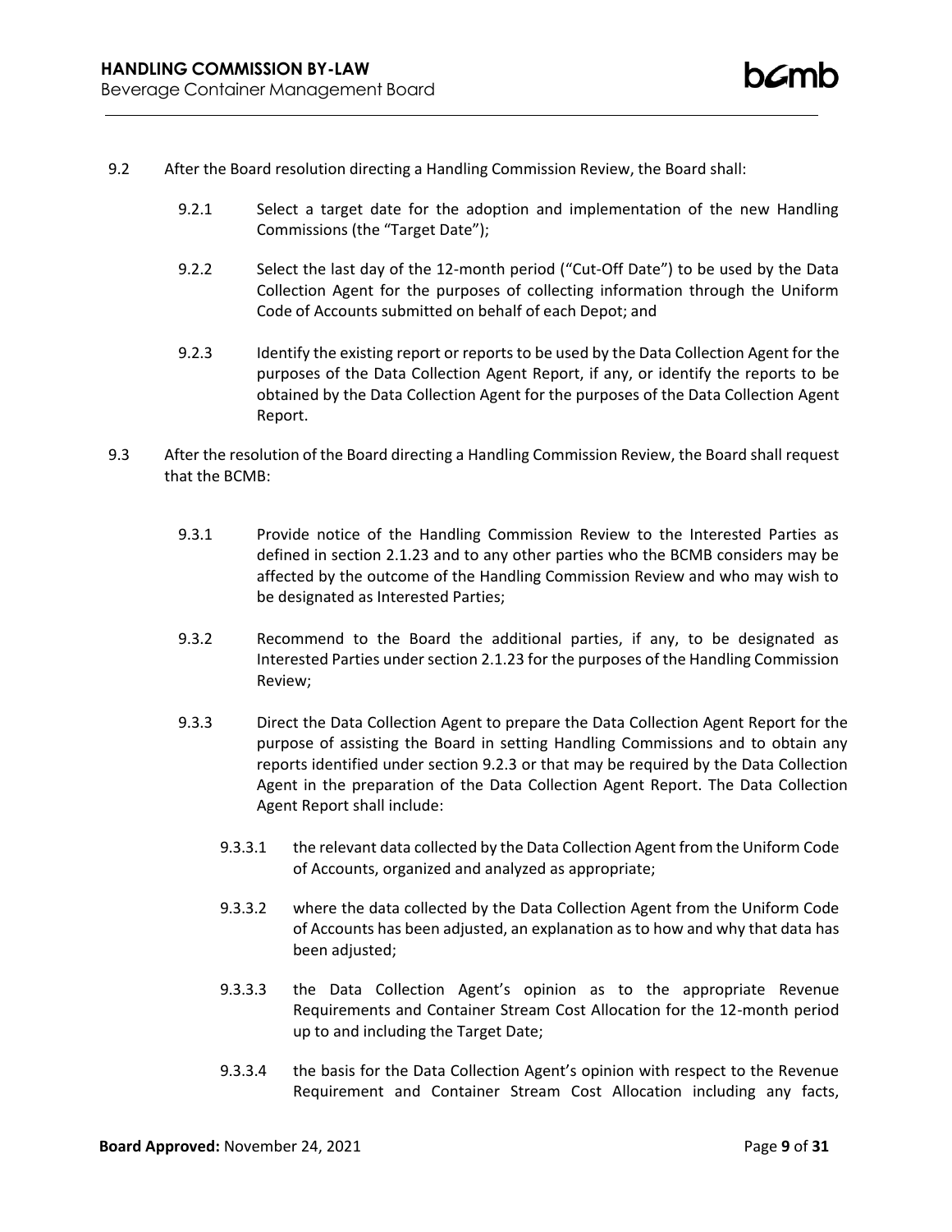9.2 After the Board resolution directing a Handling Commission Review, the Board shall:

9.2.1 Select a target date for the adoption and implementation of the new Handling Commissions (the "Target Date");

9.2.2 Select the last day of the 12-month period ("Cut-Off Date") to be used by the Data Collection Agent for the purposes of collecting information through the Uniform Code of Accounts submitted on behalf of each Depot; and

9.2.3 Identify the existing report or reports to be used by the Data Collection Agent for the purposes of the Data Collection Agent Report, if any, or identify the reports to be obtained by the Data Collection Agent for the purposes of the Data Collection Agent Report.

9.3 After the resolution of the Board directing a Handling Commission Review, the Board shall request that the BCMB:

9.3.1 Provide notice of the Handling Commission Review to the Interested Parties as defined in section 2.1.23 and to any other parties who the BCMB considers may be affected by the outcome of the Handling Commission Review and who may wish to be designated as Interested Parties;

9.3.2 Recommend to the Board the additional parties, if any, to be designated as Interested Parties under section 2.1.23 for the purposes of the Handling Commission Review;

9.3.3 Direct the Data Collection Agent to prepare the Data Collection Agent Report for the purpose of assisting the Board in setting Handling Commissions and to obtain any reports identified under section 9.2.3 or that may be required by the Data Collection Agent in the preparation of the Data Collection Agent Report. The Data Collection Agent Report shall include:

9.3.3.1 the relevant data collected by the Data Collection Agent from the Uniform Code of Accounts, organized and analyzed as appropriate;

9.3.3.2 where the data collected by the Data Collection Agent from the Uniform Code of Accounts has been adjusted, an explanation as to how and why that data has been adjusted;

9.3.3.3 the Data Collection Agent's opinion as to the appropriate Revenue Requirements and Container Stream Cost Allocation for the 12-month period up to and including the Target Date;

9.3.3.4 the basis for the Data Collection Agent's opinion with respect to the Revenue Requirement and Container Stream Cost Allocation including any facts,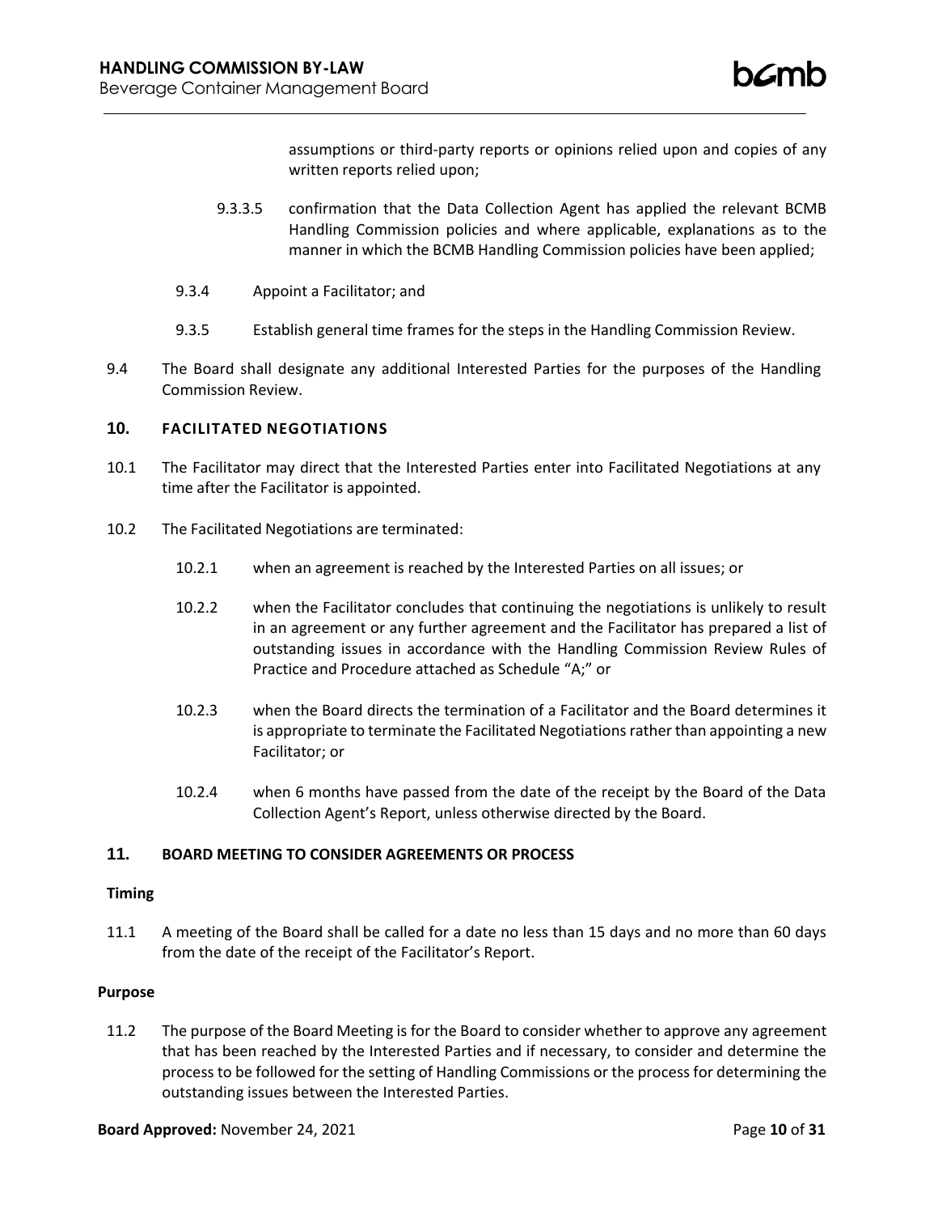assumptions or third-party reports or opinions relied upon and copies of any written reports relied upon;

9.3.3.5 confirmation that the Data Collection Agent has applied the relevant BCMB Handling Commission policies and where applicable, explanations as to the manner in which the BCMB Handling Commission policies have been applied;

9.3.4 Appoint a Facilitator; and

9.3.5 Establish general time frames for the steps in the Handling Commission Review.

9.4 The Board shall designate any additional Interested Parties for the purposes of the Handling Commission Review.

## 10. FACILITATED NEGOTIATIONS

10.1 The Facilitator may direct that the Interested Parties enter into Facilitated Negotiations at any time after the Facilitator is appointed.

10.2 The Facilitated Negotiations are terminated:

10.2.1 when an agreement is reached by the Interested Parties on all issues; or

10.2.2 when the Facilitator concludes that continuing the negotiations is unlikely to result in an agreement or any further agreement and the Facilitator has prepared a list of outstanding issues in accordance with the Handling Commission Review Rules of Practice and Procedure attached as Schedule "A;" or

10.2.3 when the Board directs the termination of a Facilitator and the Board determines it is appropriate to terminate the Facilitated Negotiations rather than appointing a new Facilitator; or

10.2.4 when 6 months have passed from the date of the receipt by the Board of the Data Collection Agent's Report, unless otherwise directed by the Board.

## 11. BOARD MEETING TO CONSIDER AGREEMENTS OR PROCESS

**Timing**

11.1 A meeting of the Board shall be called for a date no less than 15 days and no more than 60 days from the date of the receipt of the Facilitator's Report.

**Purpose**

11.2 The purpose of the Board Meeting is for the Board to consider whether to approve any agreement that has been reached by the Interested Parties and if necessary, to consider and determine the process to be followed for the setting of Handling Commissions or the process for determining the outstanding issues between the Interested Parties.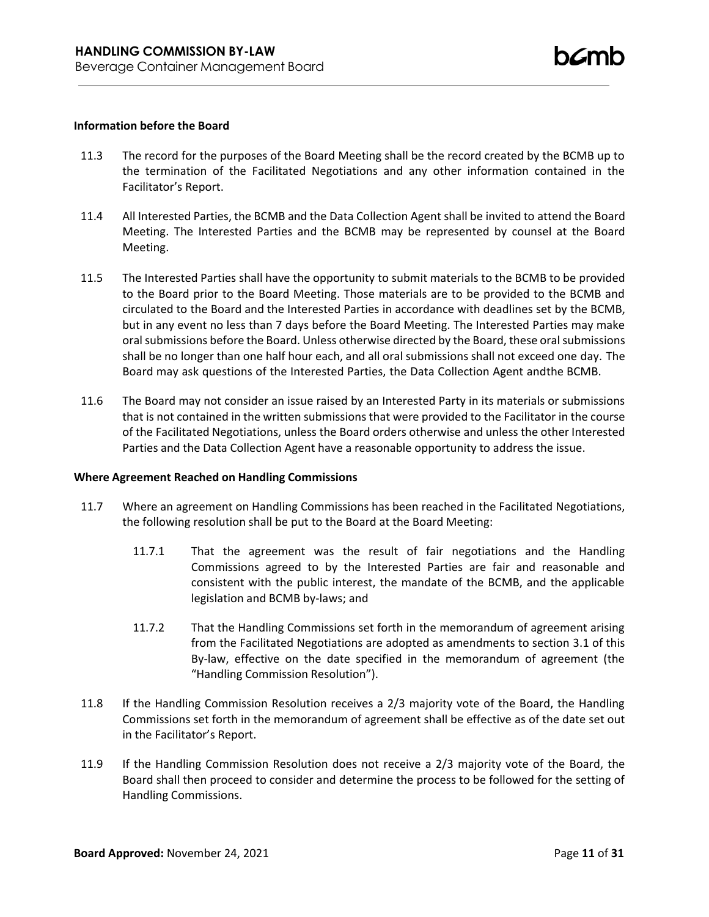**Information before the Board**

11.3 The record for the purposes of the Board Meeting shall be the record created by the BCMB up to the termination of the Facilitated Negotiations and any other information contained in the Facilitator's Report.

11.4 All Interested Parties, the BCMB and the Data Collection Agent shall be invited to attend the Board Meeting. The Interested Parties and the BCMB may be represented by counsel at the Board Meeting.

11.5 The Interested Parties shall have the opportunity to submit materials to the BCMB to be provided to the Board prior to the Board Meeting. Those materials are to be provided to the BCMB and circulated to the Board and the Interested Parties in accordance with deadlines set by the BCMB, but in any event no less than 7 days before the Board Meeting. The Interested Parties may make oral submissions before the Board. Unless otherwise directed by the Board, these oral submissions shall be no longer than one half hour each, and all oral submissions shall not exceed one day. The Board may ask questions of the Interested Parties, the Data Collection Agent andthe BCMB.

11.6 The Board may not consider an issue raised by an Interested Party in its materials or submissions that is not contained in the written submissions that were provided to the Facilitator in the course of the Facilitated Negotiations, unless the Board orders otherwise and unless the other Interested Parties and the Data Collection Agent have a reasonable opportunity to address the issue.

**Where Agreement Reached on Handling Commissions**

11.7 Where an agreement on Handling Commissions has been reached in the Facilitated Negotiations, the following resolution shall be put to the Board at the Board Meeting:

11.7.1 That the agreement was the result of fair negotiations and the Handling Commissions agreed to by the Interested Parties are fair and reasonable and consistent with the public interest, the mandate of the BCMB, and the applicable legislation and BCMB by-laws; and

11.7.2 That the Handling Commissions set forth in the memorandum of agreement arising from the Facilitated Negotiations are adopted as amendments to section 3.1 of this By-law, effective on the date specified in the memorandum of agreement (the "Handling Commission Resolution").

11.8 If the Handling Commission Resolution receives a 2/3 majority vote of the Board, the Handling Commissions set forth in the memorandum of agreement shall be effective as of the date set out in the Facilitator's Report.

11.9 If the Handling Commission Resolution does not receive a 2/3 majority vote of the Board, the Board shall then proceed to consider and determine the process to be followed for the setting of Handling Commissions.

**Board Approved:** November 24, 2021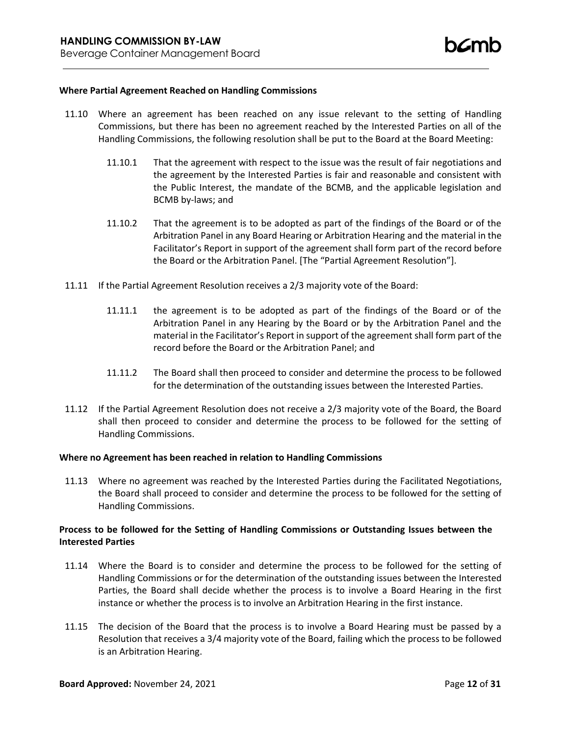**Where Partial Agreement Reached on Handling Commissions**

11.10 Where an agreement has been reached on any issue relevant to the setting of Handling Commissions, but there has been no agreement reached by the Interested Parties on all of the Handling Commissions, the following resolution shall be put to the Board at the Board Meeting:

11.10.1 That the agreement with respect to the issue was the result of fair negotiations and the agreement by the Interested Parties is fair and reasonable and consistent with the Public Interest, the mandate of the BCMB, and the applicable legislation and BCMB by-laws; and

11.10.2 That the agreement is to be adopted as part of the findings of the Board or of the Arbitration Panel in any Board Hearing or Arbitration Hearing and the material in the Facilitator's Report in support of the agreement shall form part of the record before the Board or the Arbitration Panel. [The "Partial Agreement Resolution"].

11.11 If the Partial Agreement Resolution receives a 2/3 majority vote of the Board:

11.11.1 the agreement is to be adopted as part of the findings of the Board or of the Arbitration Panel in any Hearing by the Board or by the Arbitration Panel and the material in the Facilitator's Report in support of the agreement shall form part of the record before the Board or the Arbitration Panel; and

11.11.2 The Board shall then proceed to consider and determine the process to be followed for the determination of the outstanding issues between the Interested Parties.

11.12 If the Partial Agreement Resolution does not receive a 2/3 majority vote of the Board, the Board shall then proceed to consider and determine the process to be followed for the setting of Handling Commissions.

**Where no Agreement has been reached in relation to Handling Commissions**

11.13 Where no agreement was reached by the Interested Parties during the Facilitated Negotiations, the Board shall proceed to consider and determine the process to be followed for the setting of Handling Commissions.

**Process to be followed for the Setting of Handling Commissions or Outstanding Issues between the Interested Parties**

11.14 Where the Board is to consider and determine the process to be followed for the setting of Handling Commissions or for the determination of the outstanding issues between the Interested Parties, the Board shall decide whether the process is to involve a Board Hearing in the first instance or whether the process is to involve an Arbitration Hearing in the first instance.

11.15 The decision of the Board that the process is to involve a Board Hearing must be passed by a Resolution that receives a 3/4 majority vote of the Board, failing which the process to be followed is an Arbitration Hearing.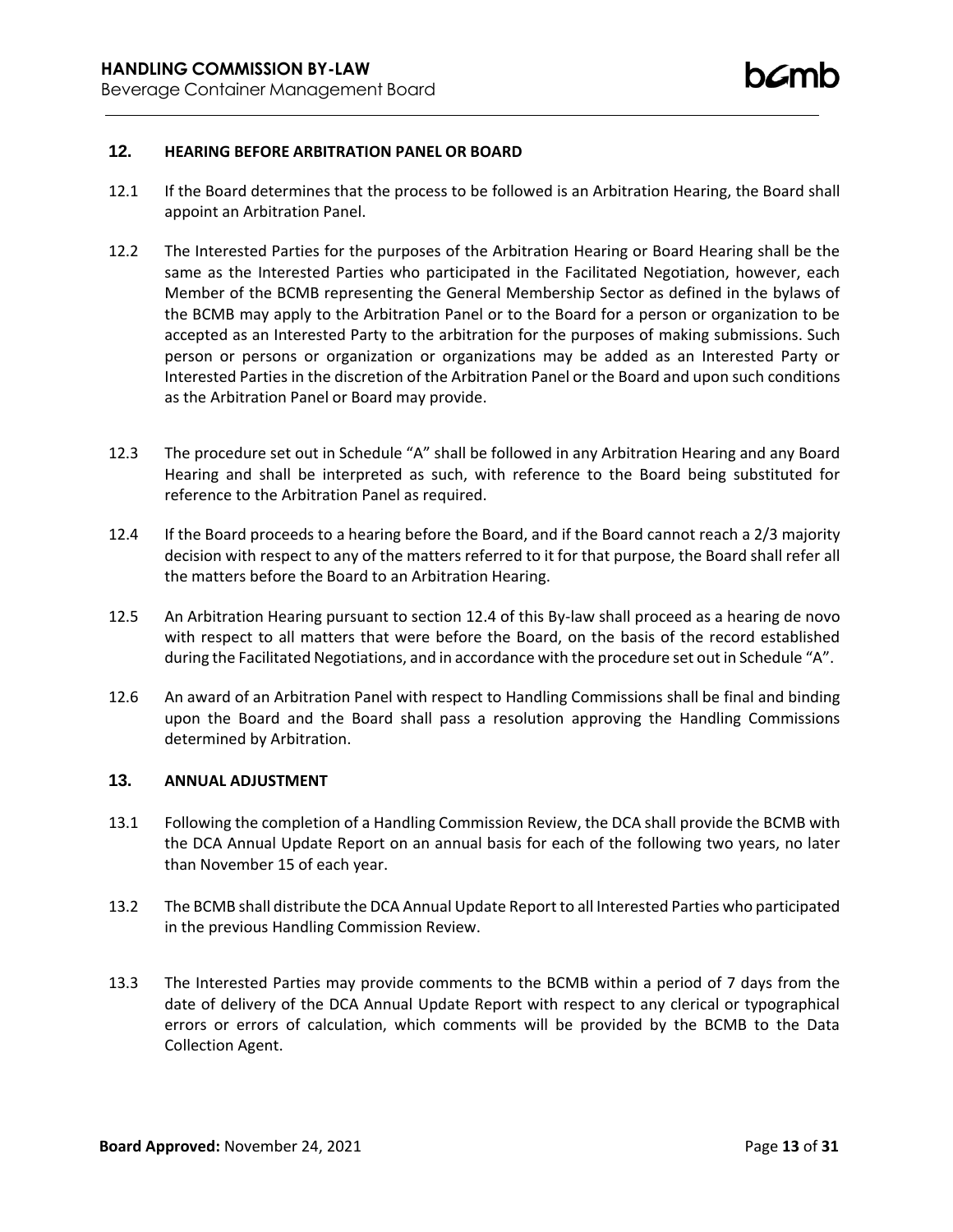## 12. HEARING BEFORE ARBITRATION PANEL OR BOARD

12.1 If the Board determines that the process to be followed is an Arbitration Hearing, the Board shall appoint an Arbitration Panel.

12.2 The Interested Parties for the purposes of the Arbitration Hearing or Board Hearing shall be the same as the Interested Parties who participated in the Facilitated Negotiation, however, each Member of the BCMB representing the General Membership Sector as defined in the bylaws of the BCMB may apply to the Arbitration Panel or to the Board for a person or organization to be accepted as an Interested Party to the arbitration for the purposes of making submissions. Such person or persons or organization or organizations may be added as an Interested Party or Interested Parties in the discretion of the Arbitration Panel or the Board and upon such conditions as the Arbitration Panel or Board may provide.

12.3 The procedure set out in Schedule "A" shall be followed in any Arbitration Hearing and any Board Hearing and shall be interpreted as such, with reference to the Board being substituted for reference to the Arbitration Panel as required.

12.4 If the Board proceeds to a hearing before the Board, and if the Board cannot reach a 2/3 majority decision with respect to any of the matters referred to it for that purpose, the Board shall refer all the matters before the Board to an Arbitration Hearing.

12.5 An Arbitration Hearing pursuant to section 12.4 of this By-law shall proceed as a hearing de novo with respect to all matters that were before the Board, on the basis of the record established during the Facilitated Negotiations, and in accordance with the procedure set out in Schedule "A".

12.6 An award of an Arbitration Panel with respect to Handling Commissions shall be final and binding upon the Board and the Board shall pass a resolution approving the Handling Commissions determined by Arbitration.

## 13. ANNUAL ADJUSTMENT

13.1 Following the completion of a Handling Commission Review, the DCA shall provide the BCMB with the DCA Annual Update Report on an annual basis for each of the following two years, no later than November 15 of each year.

13.2 The BCMB shall distribute the DCA Annual Update Report to all Interested Parties who participated in the previous Handling Commission Review.

13.3 The Interested Parties may provide comments to the BCMB within a period of 7 days from the date of delivery of the DCA Annual Update Report with respect to any clerical or typographical errors or errors of calculation, which comments will be provided by the BCMB to the Data Collection Agent.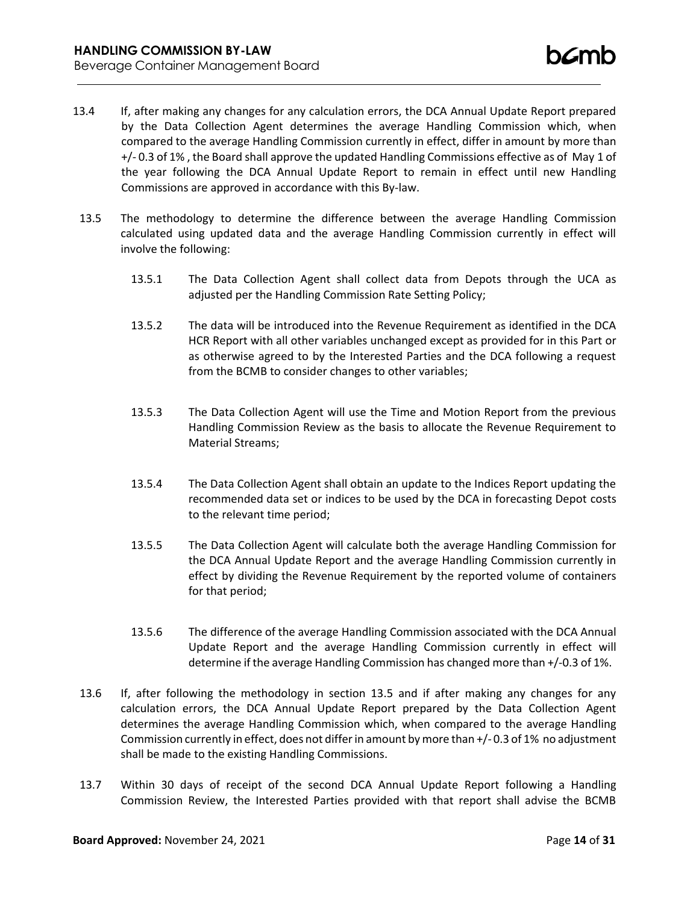13.4 If, after making any changes for any calculation errors, the DCA Annual Update Report prepared by the Data Collection Agent determines the average Handling Commission which, when compared to the average Handling Commission currently in effect, differ in amount by more than +/- 0.3 of 1% , the Board shall approve the updated Handling Commissions effective as of May 1 of the year following the DCA Annual Update Report to remain in effect until new Handling Commissions are approved in accordance with this By-law.

13.5 The methodology to determine the difference between the average Handling Commission calculated using updated data and the average Handling Commission currently in effect will involve the following:

13.5.1 The Data Collection Agent shall collect data from Depots through the UCA as adjusted per the Handling Commission Rate Setting Policy;

13.5.2 The data will be introduced into the Revenue Requirement as identified in the DCA HCR Report with all other variables unchanged except as provided for in this Part or as otherwise agreed to by the Interested Parties and the DCA following a request from the BCMB to consider changes to other variables;

13.5.3 The Data Collection Agent will use the Time and Motion Report from the previous Handling Commission Review as the basis to allocate the Revenue Requirement to Material Streams;

13.5.4 The Data Collection Agent shall obtain an update to the Indices Report updating the recommended data set or indices to be used by the DCA in forecasting Depot costs to the relevant time period;

13.5.5 The Data Collection Agent will calculate both the average Handling Commission for the DCA Annual Update Report and the average Handling Commission currently in effect by dividing the Revenue Requirement by the reported volume of containers for that period;

13.5.6 The difference of the average Handling Commission associated with the DCA Annual Update Report and the average Handling Commission currently in effect will determine if the average Handling Commission has changed more than +/-0.3 of 1%.

13.6 If, after following the methodology in section 13.5 and if after making any changes for any calculation errors, the DCA Annual Update Report prepared by the Data Collection Agent determines the average Handling Commission which, when compared to the average Handling Commission currently in effect, does not differ in amount by more than +/- 0.3 of 1% no adjustment shall be made to the existing Handling Commissions.

13.7 Within 30 days of receipt of the second DCA Annual Update Report following a Handling Commission Review, the Interested Parties provided with that report shall advise the BCMB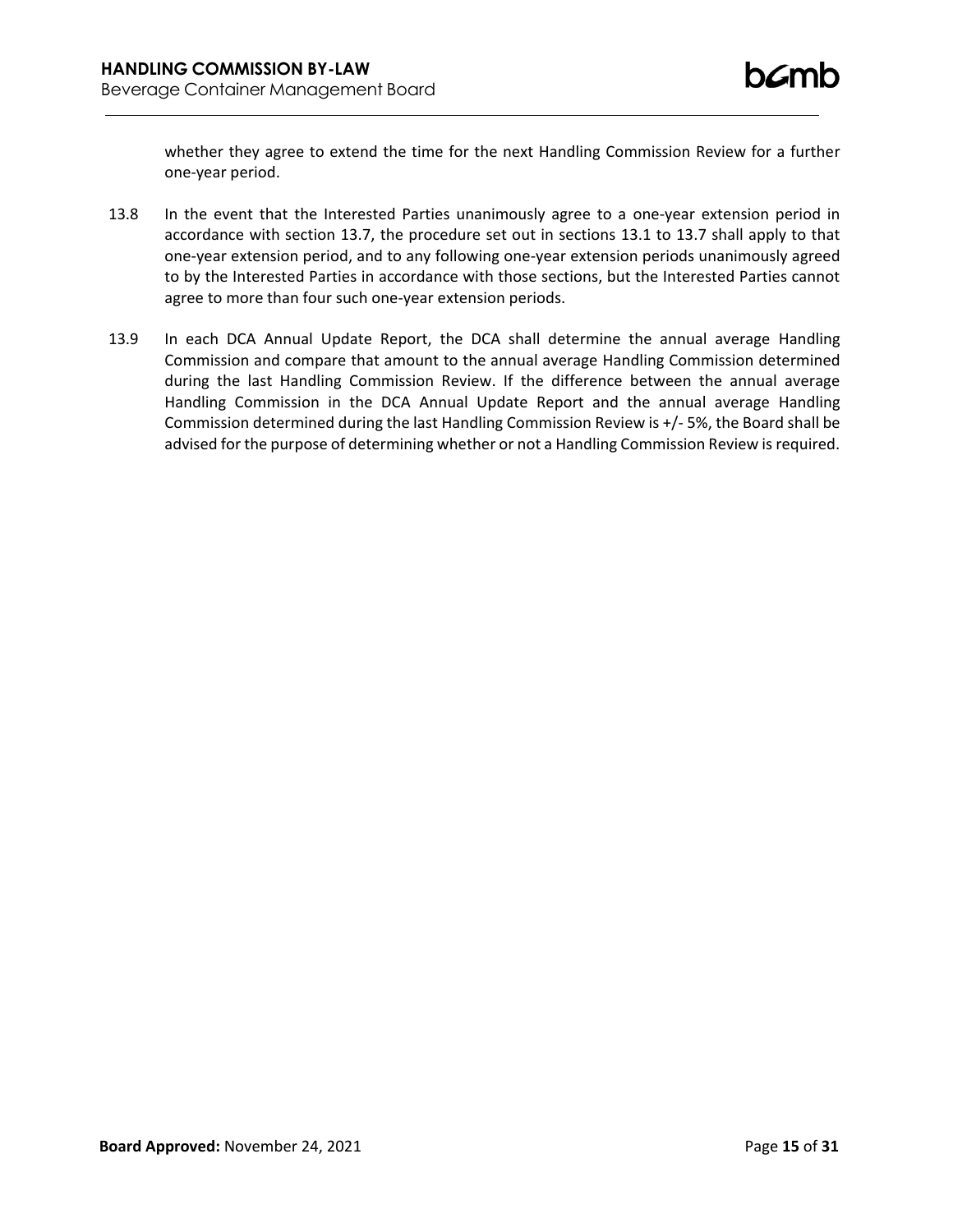whether they agree to extend the time for the next Handling Commission Review for a further one-year period.

13.8 In the event that the Interested Parties unanimously agree to a one-year extension period in accordance with section 13.7, the procedure set out in sections 13.1 to 13.7 shall apply to that one-year extension period, and to any following one-year extension periods unanimously agreed to by the Interested Parties in accordance with those sections, but the Interested Parties cannot agree to more than four such one-year extension periods.

13.9 In each DCA Annual Update Report, the DCA shall determine the annual average Handling Commission and compare that amount to the annual average Handling Commission determined during the last Handling Commission Review. If the difference between the annual average Handling Commission in the DCA Annual Update Report and the annual average Handling Commission determined during the last Handling Commission Review is +/- 5%, the Board shall be advised for the purpose of determining whether or not a Handling Commission Review is required.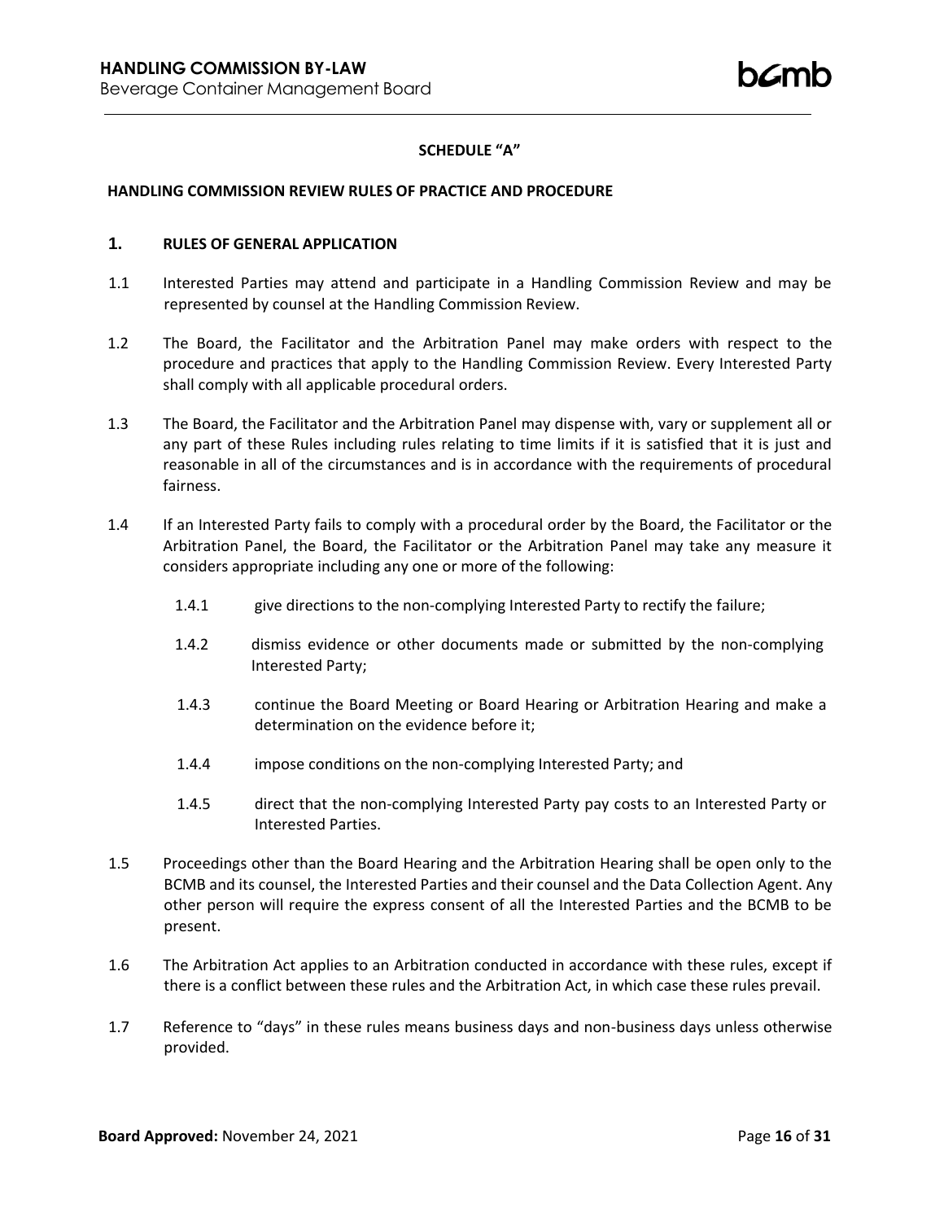## SCHEDULE "A"

### HANDLING COMMISSION REVIEW RULES OF PRACTICE AND PROCEDURE

### 1. RULES OF GENERAL APPLICATION

1.1 Interested Parties may attend and participate in a Handling Commission Review and may be represented by counsel at the Handling Commission Review.

1.2 The Board, the Facilitator and the Arbitration Panel may make orders with respect to the procedure and practices that apply to the Handling Commission Review. Every Interested Party shall comply with all applicable procedural orders.

1.3 The Board, the Facilitator and the Arbitration Panel may dispense with, vary or supplement all or any part of these Rules including rules relating to time limits if it is satisfied that it is just and reasonable in all of the circumstances and is in accordance with the requirements of procedural fairness.

1.4 If an Interested Party fails to comply with a procedural order by the Board, the Facilitator or the Arbitration Panel, the Board, the Facilitator or the Arbitration Panel may take any measure it considers appropriate including any one or more of the following:

1.4.1 give directions to the non-complying Interested Party to rectify the failure;

1.4.2 dismiss evidence or other documents made or submitted by the non-complying Interested Party;

1.4.3 continue the Board Meeting or Board Hearing or Arbitration Hearing and make a determination on the evidence before it;

1.4.4 impose conditions on the non-complying Interested Party; and

1.4.5 direct that the non-complying Interested Party pay costs to an Interested Party or Interested Parties.

1.5 Proceedings other than the Board Hearing and the Arbitration Hearing shall be open only to the BCMB and its counsel, the Interested Parties and their counsel and the Data Collection Agent. Any other person will require the express consent of all the Interested Parties and the BCMB to be present.

1.6 The Arbitration Act applies to an Arbitration conducted in accordance with these rules, except if there is a conflict between these rules and the Arbitration Act, in which case these rules prevail.

1.7 Reference to "days" in these rules means business days and non-business days unless otherwise provided.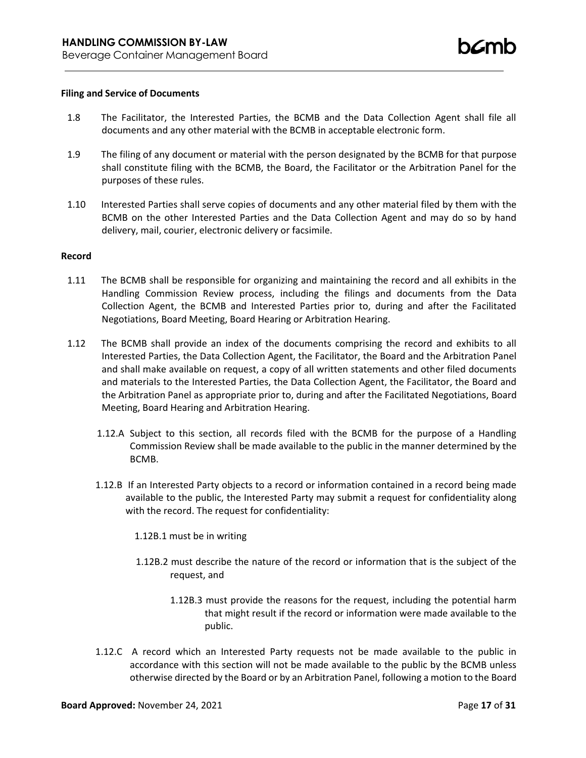**Filing and Service of Documents**

1.8 The Facilitator, the Interested Parties, the BCMB and the Data Collection Agent shall file all documents and any other material with the BCMB in acceptable electronic form.

1.9 The filing of any document or material with the person designated by the BCMB for that purpose shall constitute filing with the BCMB, the Board, the Facilitator or the Arbitration Panel for the purposes of these rules.

1.10 Interested Parties shall serve copies of documents and any other material filed by them with the BCMB on the other Interested Parties and the Data Collection Agent and may do so by hand delivery, mail, courier, electronic delivery or facsimile.

**Record**

1.11 The BCMB shall be responsible for organizing and maintaining the record and all exhibits in the Handling Commission Review process, including the filings and documents from the Data Collection Agent, the BCMB and Interested Parties prior to, during and after the Facilitated Negotiations, Board Meeting, Board Hearing or Arbitration Hearing.

1.12 The BCMB shall provide an index of the documents comprising the record and exhibits to all Interested Parties, the Data Collection Agent, the Facilitator, the Board and the Arbitration Panel and shall make available on request, a copy of all written statements and other filed documents and materials to the Interested Parties, the Data Collection Agent, the Facilitator, the Board and the Arbitration Panel as appropriate prior to, during and after the Facilitated Negotiations, Board Meeting, Board Hearing and Arbitration Hearing.

1.12.A Subject to this section, all records filed with the BCMB for the purpose of a Handling Commission Review shall be made available to the public in the manner determined by the BCMB.

1.12.B If an Interested Party objects to a record or information contained in a record being made available to the public, the Interested Party may submit a request for confidentiality along with the record. The request for confidentiality:

1.12B.1 must be in writing

1.12B.2 must describe the nature of the record or information that is the subject of the request, and

1.12B.3 must provide the reasons for the request, including the potential harm that might result if the record or information were made available to the public.

1.12.C A record which an Interested Party requests not be made available to the public in accordance with this section will not be made available to the public by the BCMB unless otherwise directed by the Board or by an Arbitration Panel, following a motion to the Board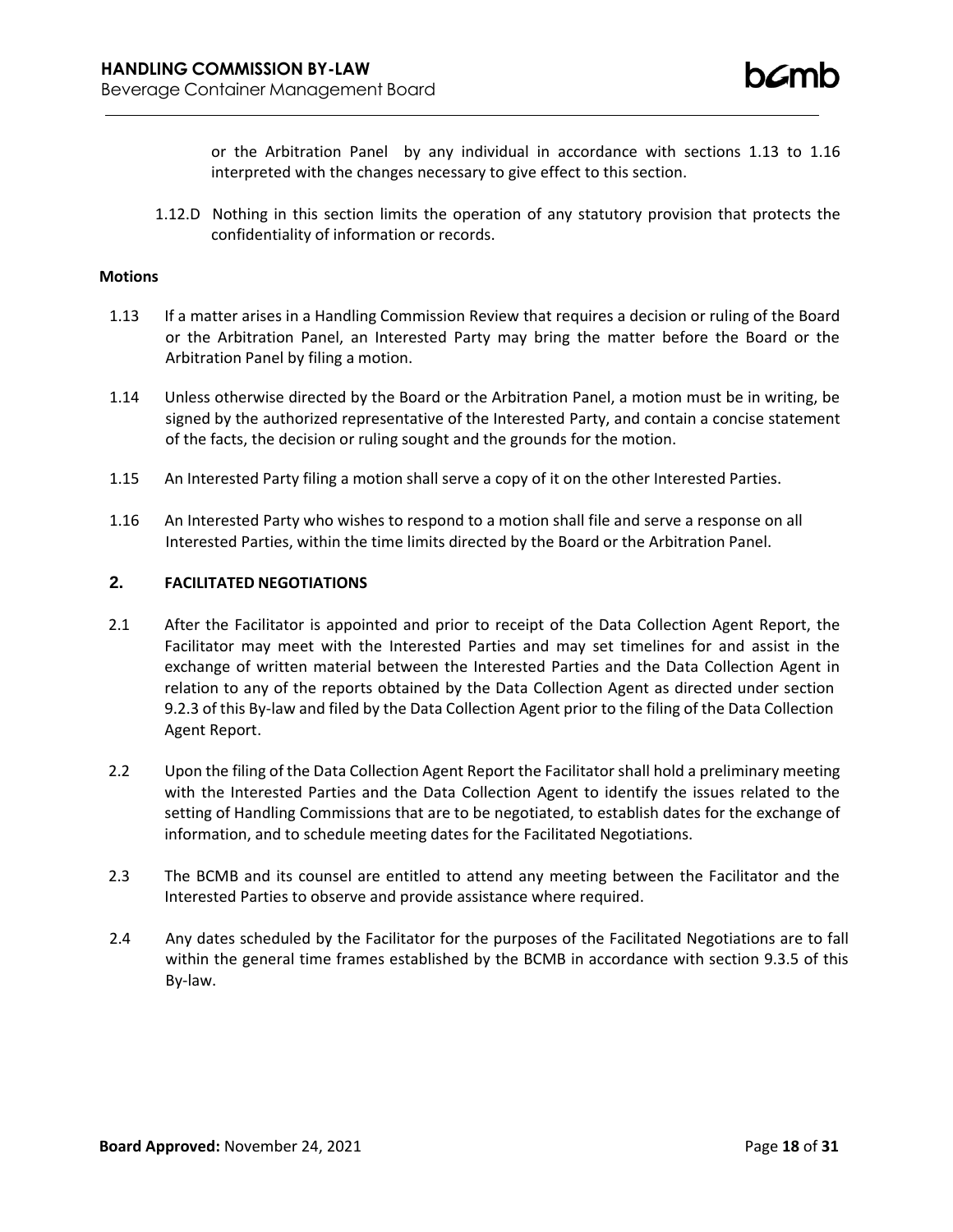or the Arbitration Panel by any individual in accordance with sections 1.13 to 1.16 interpreted with the changes necessary to give effect to this section.

1.12.D Nothing in this section limits the operation of any statutory provision that protects the confidentiality of information or records.

**Motions**

1.13 If a matter arises in a Handling Commission Review that requires a decision or ruling of the Board or the Arbitration Panel, an Interested Party may bring the matter before the Board or the Arbitration Panel by filing a motion.

1.14 Unless otherwise directed by the Board or the Arbitration Panel, a motion must be in writing, be signed by the authorized representative of the Interested Party, and contain a concise statement of the facts, the decision or ruling sought and the grounds for the motion.

1.15 An Interested Party filing a motion shall serve a copy of it on the other Interested Parties.

1.16 An Interested Party who wishes to respond to a motion shall file and serve a response on all Interested Parties, within the time limits directed by the Board or the Arbitration Panel.

## 2. FACILITATED NEGOTIATIONS

2.1 After the Facilitator is appointed and prior to receipt of the Data Collection Agent Report, the Facilitator may meet with the Interested Parties and may set timelines for and assist in the exchange of written material between the Interested Parties and the Data Collection Agent in relation to any of the reports obtained by the Data Collection Agent as directed under section 9.2.3 of this By-law and filed by the Data Collection Agent prior to the filing of the Data Collection Agent Report.

2.2 Upon the filing of the Data Collection Agent Report the Facilitator shall hold a preliminary meeting with the Interested Parties and the Data Collection Agent to identify the issues related to the setting of Handling Commissions that are to be negotiated, to establish dates for the exchange of information, and to schedule meeting dates for the Facilitated Negotiations.

2.3 The BCMB and its counsel are entitled to attend any meeting between the Facilitator and the Interested Parties to observe and provide assistance where required.

2.4 Any dates scheduled by the Facilitator for the purposes of the Facilitated Negotiations are to fall within the general time frames established by the BCMB in accordance with section 9.3.5 of this By-law.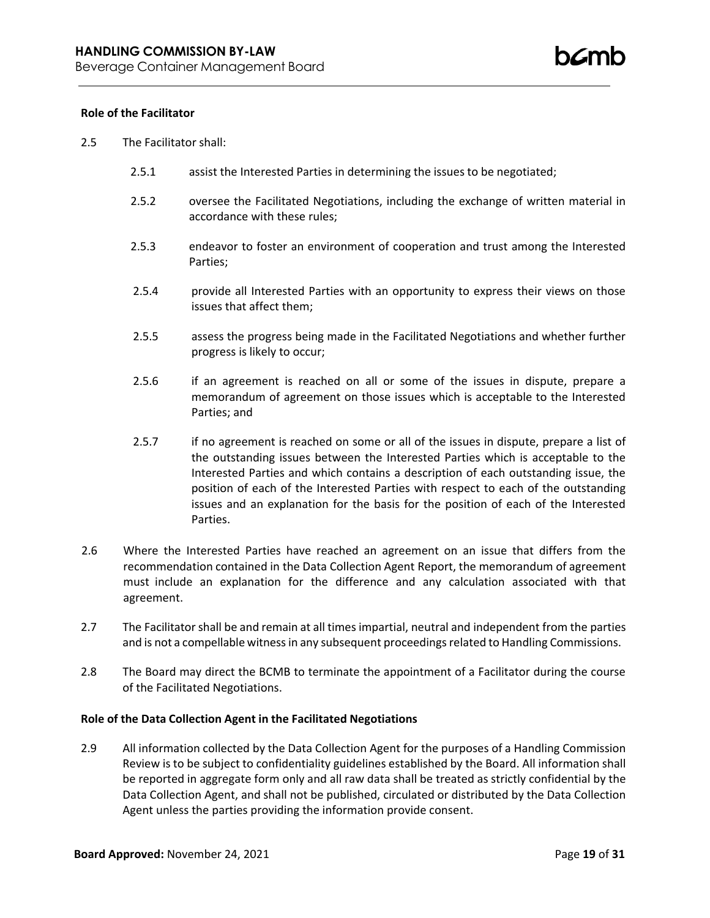**Role of the Facilitator**

2.5 The Facilitator shall:

2.5.1 assist the Interested Parties in determining the issues to be negotiated;

2.5.2 oversee the Facilitated Negotiations, including the exchange of written material in accordance with these rules;

2.5.3 endeavor to foster an environment of cooperation and trust among the Interested Parties;

2.5.4 provide all Interested Parties with an opportunity to express their views on those issues that affect them;

2.5.5 assess the progress being made in the Facilitated Negotiations and whether further progress is likely to occur;

2.5.6 if an agreement is reached on all or some of the issues in dispute, prepare a memorandum of agreement on those issues which is acceptable to the Interested Parties; and

2.5.7 if no agreement is reached on some or all of the issues in dispute, prepare a list of the outstanding issues between the Interested Parties which is acceptable to the Interested Parties and which contains a description of each outstanding issue, the position of each of the Interested Parties with respect to each of the outstanding issues and an explanation for the basis for the position of each of the Interested Parties.

2.6 Where the Interested Parties have reached an agreement on an issue that differs from the recommendation contained in the Data Collection Agent Report, the memorandum of agreement must include an explanation for the difference and any calculation associated with that agreement.

2.7 The Facilitator shall be and remain at all times impartial, neutral and independent from the parties and is not a compellable witness in any subsequent proceedings related to Handling Commissions.

2.8 The Board may direct the BCMB to terminate the appointment of a Facilitator during the course of the Facilitated Negotiations.

**Role of the Data Collection Agent in the Facilitated Negotiations**

2.9 All information collected by the Data Collection Agent for the purposes of a Handling Commission Review is to be subject to confidentiality guidelines established by the Board. All information shall be reported in aggregate form only and all raw data shall be treated as strictly confidential by the Data Collection Agent, and shall not be published, circulated or distributed by the Data Collection Agent unless the parties providing the information provide consent.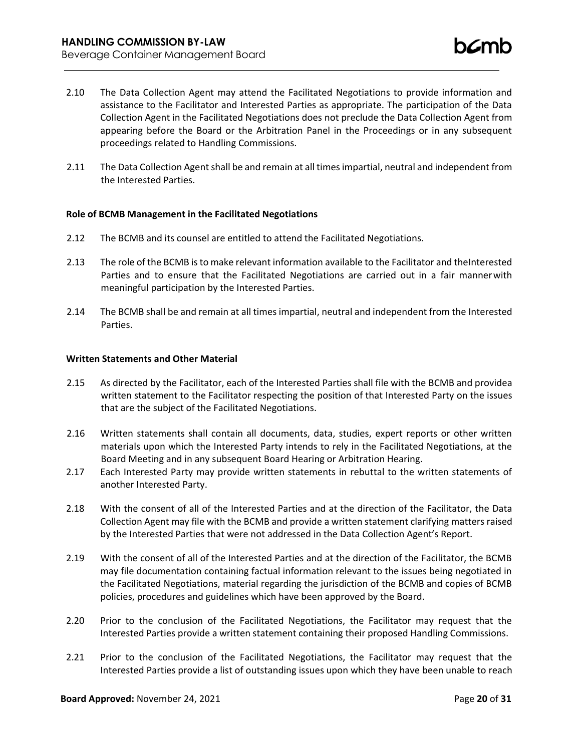2.10 The Data Collection Agent may attend the Facilitated Negotiations to provide information and assistance to the Facilitator and Interested Parties as appropriate. The participation of the Data Collection Agent in the Facilitated Negotiations does not preclude the Data Collection Agent from appearing before the Board or the Arbitration Panel in the Proceedings or in any subsequent proceedings related to Handling Commissions.

2.11 The Data Collection Agent shall be and remain at all times impartial, neutral and independent from the Interested Parties.

**Role of BCMB Management in the Facilitated Negotiations**

2.12 The BCMB and its counsel are entitled to attend the Facilitated Negotiations.

2.13 The role of the BCMB is to make relevant information available to the Facilitator and theInterested Parties and to ensure that the Facilitated Negotiations are carried out in a fair mannerwith meaningful participation by the Interested Parties.

2.14 The BCMB shall be and remain at all times impartial, neutral and independent from the Interested Parties.

**Written Statements and Other Material**

2.15 As directed by the Facilitator, each of the Interested Parties shall file with the BCMB and providea written statement to the Facilitator respecting the position of that Interested Party on the issues that are the subject of the Facilitated Negotiations.

2.16 Written statements shall contain all documents, data, studies, expert reports or other written materials upon which the Interested Party intends to rely in the Facilitated Negotiations, at the Board Meeting and in any subsequent Board Hearing or Arbitration Hearing.

2.17 Each Interested Party may provide written statements in rebuttal to the written statements of another Interested Party.

2.18 With the consent of all of the Interested Parties and at the direction of the Facilitator, the Data Collection Agent may file with the BCMB and provide a written statement clarifying matters raised by the Interested Parties that were not addressed in the Data Collection Agent's Report.

2.19 With the consent of all of the Interested Parties and at the direction of the Facilitator, the BCMB may file documentation containing factual information relevant to the issues being negotiated in the Facilitated Negotiations, material regarding the jurisdiction of the BCMB and copies of BCMB policies, procedures and guidelines which have been approved by the Board.

2.20 Prior to the conclusion of the Facilitated Negotiations, the Facilitator may request that the Interested Parties provide a written statement containing their proposed Handling Commissions.

2.21 Prior to the conclusion of the Facilitated Negotiations, the Facilitator may request that the Interested Parties provide a list of outstanding issues upon which they have been unable to reach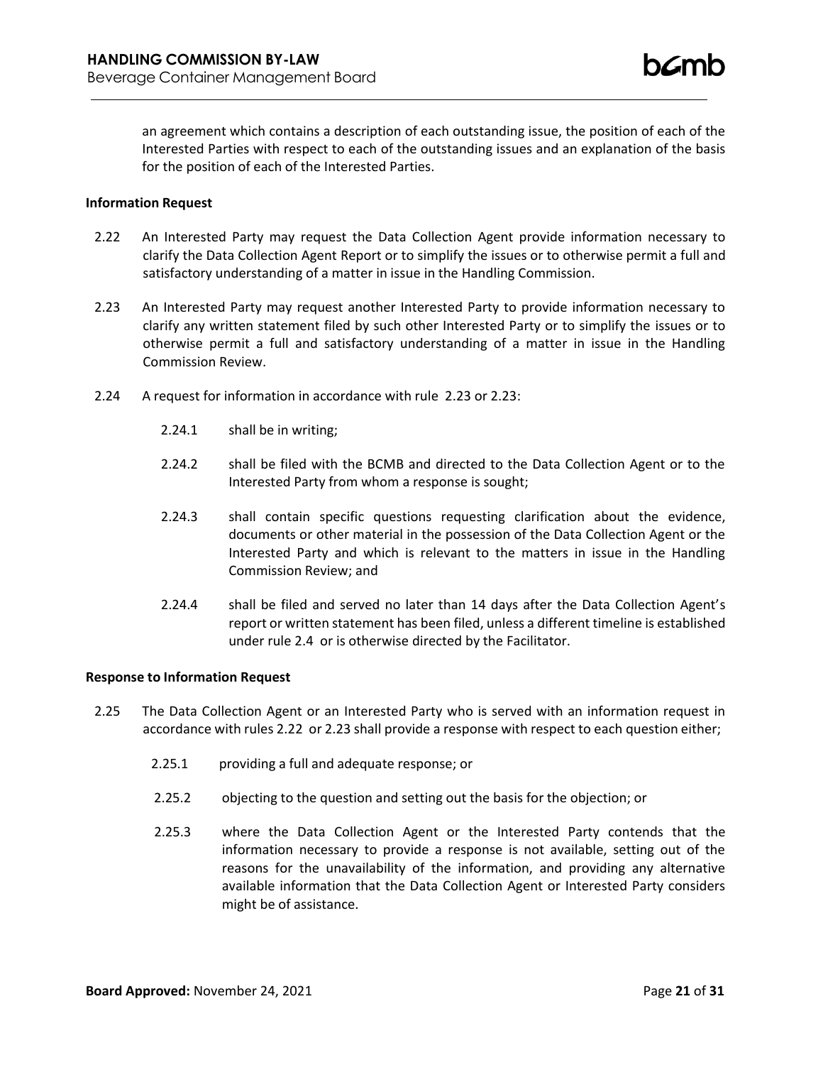an agreement which contains a description of each outstanding issue, the position of each of the Interested Parties with respect to each of the outstanding issues and an explanation of the basis for the position of each of the Interested Parties.

**Information Request**

2.22 An Interested Party may request the Data Collection Agent provide information necessary to clarify the Data Collection Agent Report or to simplify the issues or to otherwise permit a full and satisfactory understanding of a matter in issue in the Handling Commission.

2.23 An Interested Party may request another Interested Party to provide information necessary to clarify any written statement filed by such other Interested Party or to simplify the issues or to otherwise permit a full and satisfactory understanding of a matter in issue in the Handling Commission Review.

2.24 A request for information in accordance with rule 2.23 or 2.23:

2.24.1 shall be in writing;

2.24.2 shall be filed with the BCMB and directed to the Data Collection Agent or to the Interested Party from whom a response is sought;

2.24.3 shall contain specific questions requesting clarification about the evidence, documents or other material in the possession of the Data Collection Agent or the Interested Party and which is relevant to the matters in issue in the Handling Commission Review; and

2.24.4 shall be filed and served no later than 14 days after the Data Collection Agent's report or written statement has been filed, unless a different timeline is established under rule 2.4 or is otherwise directed by the Facilitator.

**Response to Information Request**

2.25 The Data Collection Agent or an Interested Party who is served with an information request in accordance with rules 2.22 or 2.23 shall provide a response with respect to each question either;

2.25.1 providing a full and adequate response; or

2.25.2 objecting to the question and setting out the basis for the objection; or

2.25.3 where the Data Collection Agent or the Interested Party contends that the information necessary to provide a response is not available, setting out of the reasons for the unavailability of the information, and providing any alternative available information that the Data Collection Agent or Interested Party considers might be of assistance.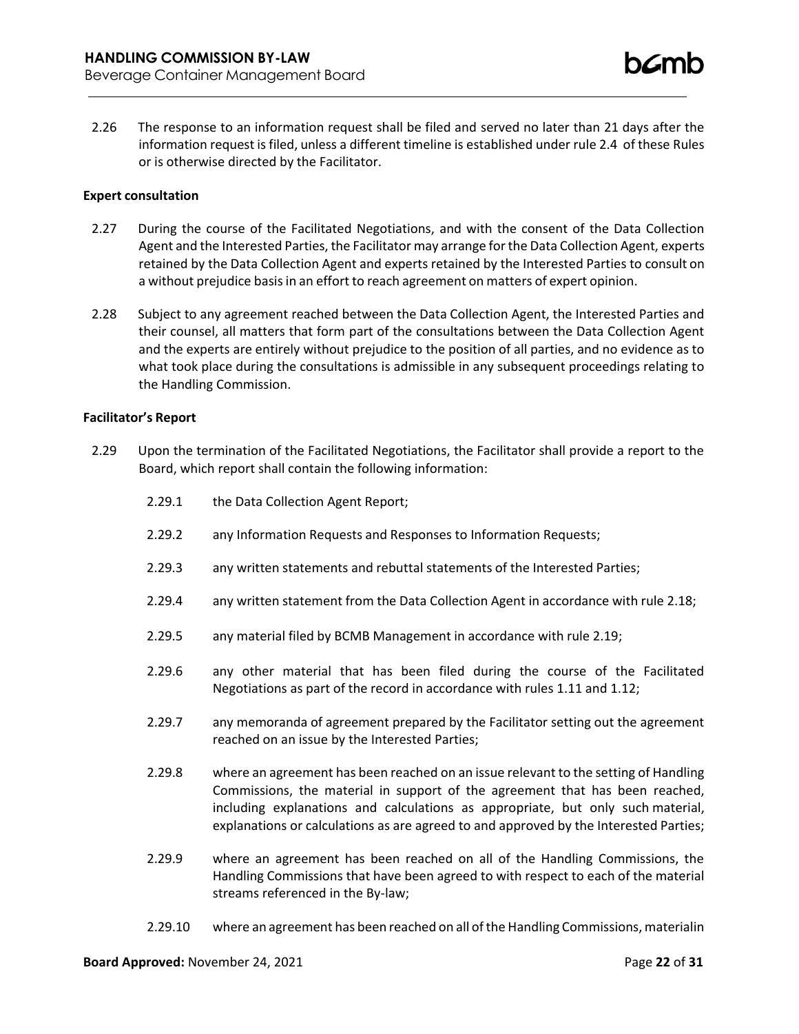2.26 The response to an information request shall be filed and served no later than 21 days after the information request is filed, unless a different timeline is established under rule 2.4 of these Rules or is otherwise directed by the Facilitator.

**Expert consultation**

2.27 During the course of the Facilitated Negotiations, and with the consent of the Data Collection Agent and the Interested Parties, the Facilitator may arrange for the Data Collection Agent, experts retained by the Data Collection Agent and experts retained by the Interested Parties to consult on a without prejudice basis in an effort to reach agreement on matters of expert opinion.

2.28 Subject to any agreement reached between the Data Collection Agent, the Interested Parties and their counsel, all matters that form part of the consultations between the Data Collection Agent and the experts are entirely without prejudice to the position of all parties, and no evidence as to what took place during the consultations is admissible in any subsequent proceedings relating to the Handling Commission.

**Facilitator's Report**

2.29 Upon the termination of the Facilitated Negotiations, the Facilitator shall provide a report to the Board, which report shall contain the following information:

2.29.1 the Data Collection Agent Report;

2.29.2 any Information Requests and Responses to Information Requests;

2.29.3 any written statements and rebuttal statements of the Interested Parties;

2.29.4 any written statement from the Data Collection Agent in accordance with rule 2.18;

2.29.5 any material filed by BCMB Management in accordance with rule 2.19;

2.29.6 any other material that has been filed during the course of the Facilitated Negotiations as part of the record in accordance with rules 1.11 and 1.12;

2.29.7 any memoranda of agreement prepared by the Facilitator setting out the agreement reached on an issue by the Interested Parties;

2.29.8 where an agreement has been reached on an issue relevant to the setting of Handling Commissions, the material in support of the agreement that has been reached, including explanations and calculations as appropriate, but only such material, explanations or calculations as are agreed to and approved by the Interested Parties;

2.29.9 where an agreement has been reached on all of the Handling Commissions, the Handling Commissions that have been agreed to with respect to each of the material streams referenced in the By-law;

2.29.10 where an agreement has been reached on all of the Handling Commissions, materialin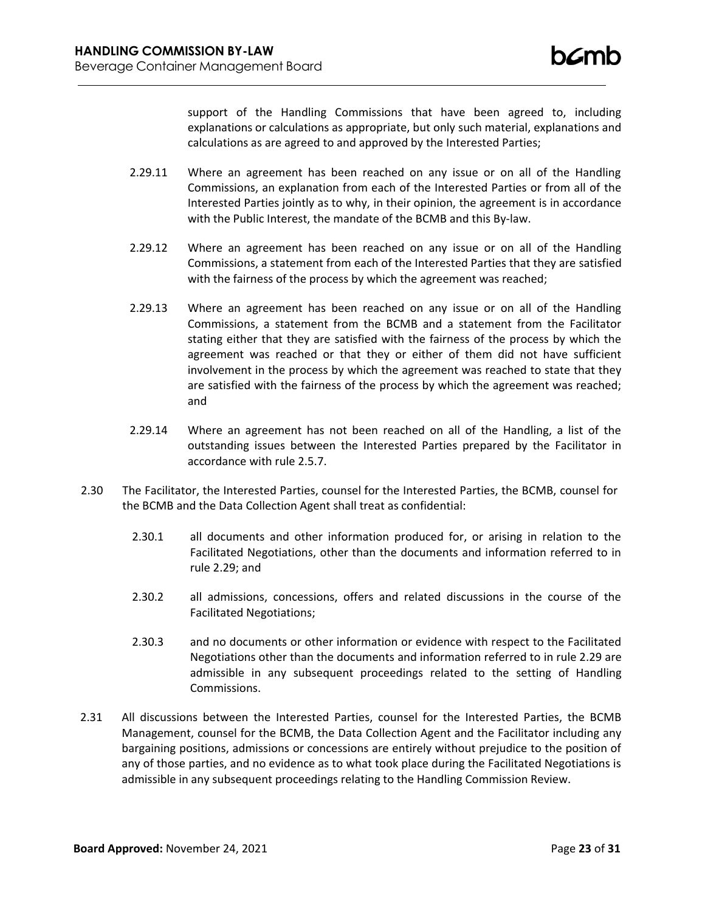support of the Handling Commissions that have been agreed to, including explanations or calculations as appropriate, but only such material, explanations and calculations as are agreed to and approved by the Interested Parties;

2.29.11 Where an agreement has been reached on any issue or on all of the Handling Commissions, an explanation from each of the Interested Parties or from all of the Interested Parties jointly as to why, in their opinion, the agreement is in accordance with the Public Interest, the mandate of the BCMB and this By-law.

2.29.12 Where an agreement has been reached on any issue or on all of the Handling Commissions, a statement from each of the Interested Parties that they are satisfied with the fairness of the process by which the agreement was reached;

2.29.13 Where an agreement has been reached on any issue or on all of the Handling Commissions, a statement from the BCMB and a statement from the Facilitator stating either that they are satisfied with the fairness of the process by which the agreement was reached or that they or either of them did not have sufficient involvement in the process by which the agreement was reached to state that they are satisfied with the fairness of the process by which the agreement was reached; and

2.29.14 Where an agreement has not been reached on all of the Handling, a list of the outstanding issues between the Interested Parties prepared by the Facilitator in accordance with rule 2.5.7.

2.30 The Facilitator, the Interested Parties, counsel for the Interested Parties, the BCMB, counsel for the BCMB and the Data Collection Agent shall treat as confidential:

2.30.1 all documents and other information produced for, or arising in relation to the Facilitated Negotiations, other than the documents and information referred to in rule 2.29; and

2.30.2 all admissions, concessions, offers and related discussions in the course of the Facilitated Negotiations;

2.30.3 and no documents or other information or evidence with respect to the Facilitated Negotiations other than the documents and information referred to in rule 2.29 are admissible in any subsequent proceedings related to the setting of Handling Commissions.

2.31 All discussions between the Interested Parties, counsel for the Interested Parties, the BCMB Management, counsel for the BCMB, the Data Collection Agent and the Facilitator including any bargaining positions, admissions or concessions are entirely without prejudice to the position of any of those parties, and no evidence as to what took place during the Facilitated Negotiations is admissible in any subsequent proceedings relating to the Handling Commission Review.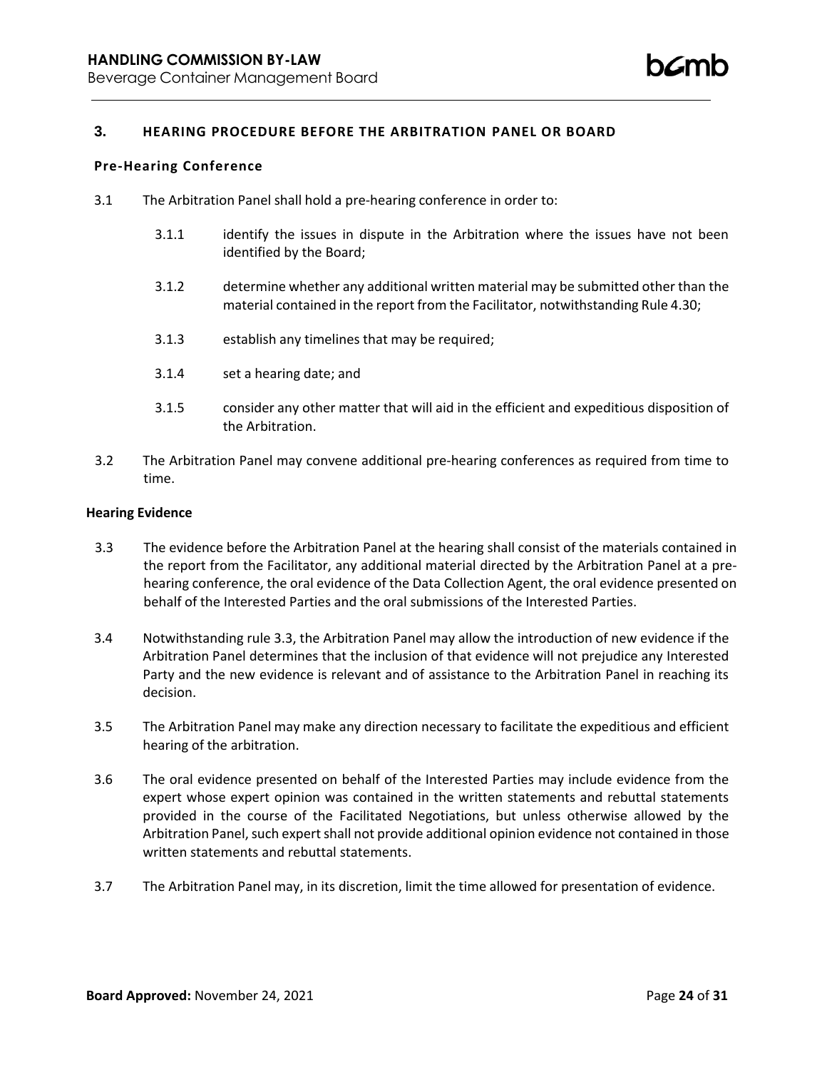## 3. HEARING PROCEDURE BEFORE THE ARBITRATION PANEL OR BOARD

### Pre-Hearing Conference

3.1 The Arbitration Panel shall hold a pre-hearing conference in order to:

3.1.1 identify the issues in dispute in the Arbitration where the issues have not been identified by the Board;

3.1.2 determine whether any additional written material may be submitted other than the material contained in the report from the Facilitator, notwithstanding Rule 4.30;

3.1.3 establish any timelines that may be required;

3.1.4 set a hearing date; and

3.1.5 consider any other matter that will aid in the efficient and expeditious disposition of the Arbitration.

3.2 The Arbitration Panel may convene additional pre-hearing conferences as required from time to time.

### Hearing Evidence

3.3 The evidence before the Arbitration Panel at the hearing shall consist of the materials contained in the report from the Facilitator, any additional material directed by the Arbitration Panel at a pre-hearing conference, the oral evidence of the Data Collection Agent, the oral evidence presented on behalf of the Interested Parties and the oral submissions of the Interested Parties.

3.4 Notwithstanding rule 3.3, the Arbitration Panel may allow the introduction of new evidence if the Arbitration Panel determines that the inclusion of that evidence will not prejudice any Interested Party and the new evidence is relevant and of assistance to the Arbitration Panel in reaching its decision.

3.5 The Arbitration Panel may make any direction necessary to facilitate the expeditious and efficient hearing of the arbitration.

3.6 The oral evidence presented on behalf of the Interested Parties may include evidence from the expert whose expert opinion was contained in the written statements and rebuttal statements provided in the course of the Facilitated Negotiations, but unless otherwise allowed by the Arbitration Panel, such expert shall not provide additional opinion evidence not contained in those written statements and rebuttal statements.

3.7 The Arbitration Panel may, in its discretion, limit the time allowed for presentation of evidence.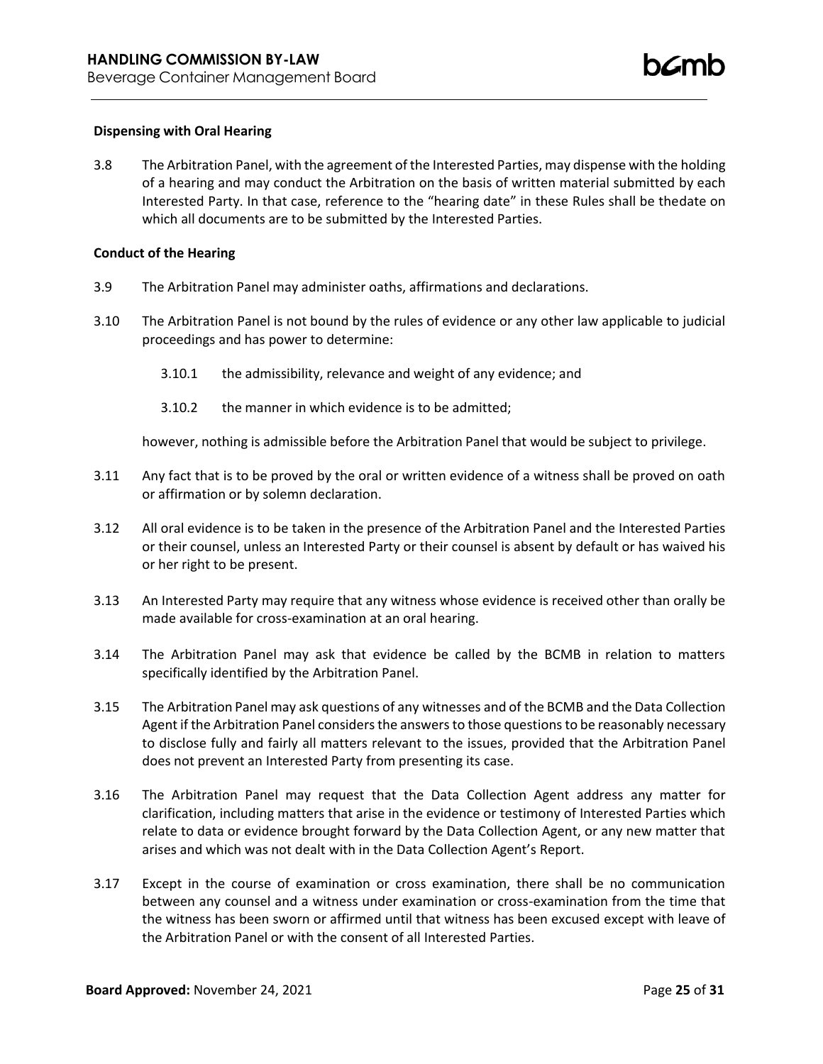**Dispensing with Oral Hearing**

3.8 The Arbitration Panel, with the agreement of the Interested Parties, may dispense with the holding of a hearing and may conduct the Arbitration on the basis of written material submitted by each Interested Party. In that case, reference to the "hearing date" in these Rules shall be thedate on which all documents are to be submitted by the Interested Parties.

**Conduct of the Hearing**

3.9 The Arbitration Panel may administer oaths, affirmations and declarations.

3.10 The Arbitration Panel is not bound by the rules of evidence or any other law applicable to judicial proceedings and has power to determine:

- 3.10.1 the admissibility, relevance and weight of any evidence; and
- 3.10.2 the manner in which evidence is to be admitted;

however, nothing is admissible before the Arbitration Panel that would be subject to privilege.

3.11 Any fact that is to be proved by the oral or written evidence of a witness shall be proved on oath or affirmation or by solemn declaration.

3.12 All oral evidence is to be taken in the presence of the Arbitration Panel and the Interested Parties or their counsel, unless an Interested Party or their counsel is absent by default or has waived his or her right to be present.

3.13 An Interested Party may require that any witness whose evidence is received other than orally be made available for cross-examination at an oral hearing.

3.14 The Arbitration Panel may ask that evidence be called by the BCMB in relation to matters specifically identified by the Arbitration Panel.

3.15 The Arbitration Panel may ask questions of any witnesses and of the BCMB and the Data Collection Agent if the Arbitration Panel considers the answers to those questions to be reasonably necessary to disclose fully and fairly all matters relevant to the issues, provided that the Arbitration Panel does not prevent an Interested Party from presenting its case.

3.16 The Arbitration Panel may request that the Data Collection Agent address any matter for clarification, including matters that arise in the evidence or testimony of Interested Parties which relate to data or evidence brought forward by the Data Collection Agent, or any new matter that arises and which was not dealt with in the Data Collection Agent's Report.

3.17 Except in the course of examination or cross examination, there shall be no communication between any counsel and a witness under examination or cross-examination from the time that the witness has been sworn or affirmed until that witness has been excused except with leave of the Arbitration Panel or with the consent of all Interested Parties.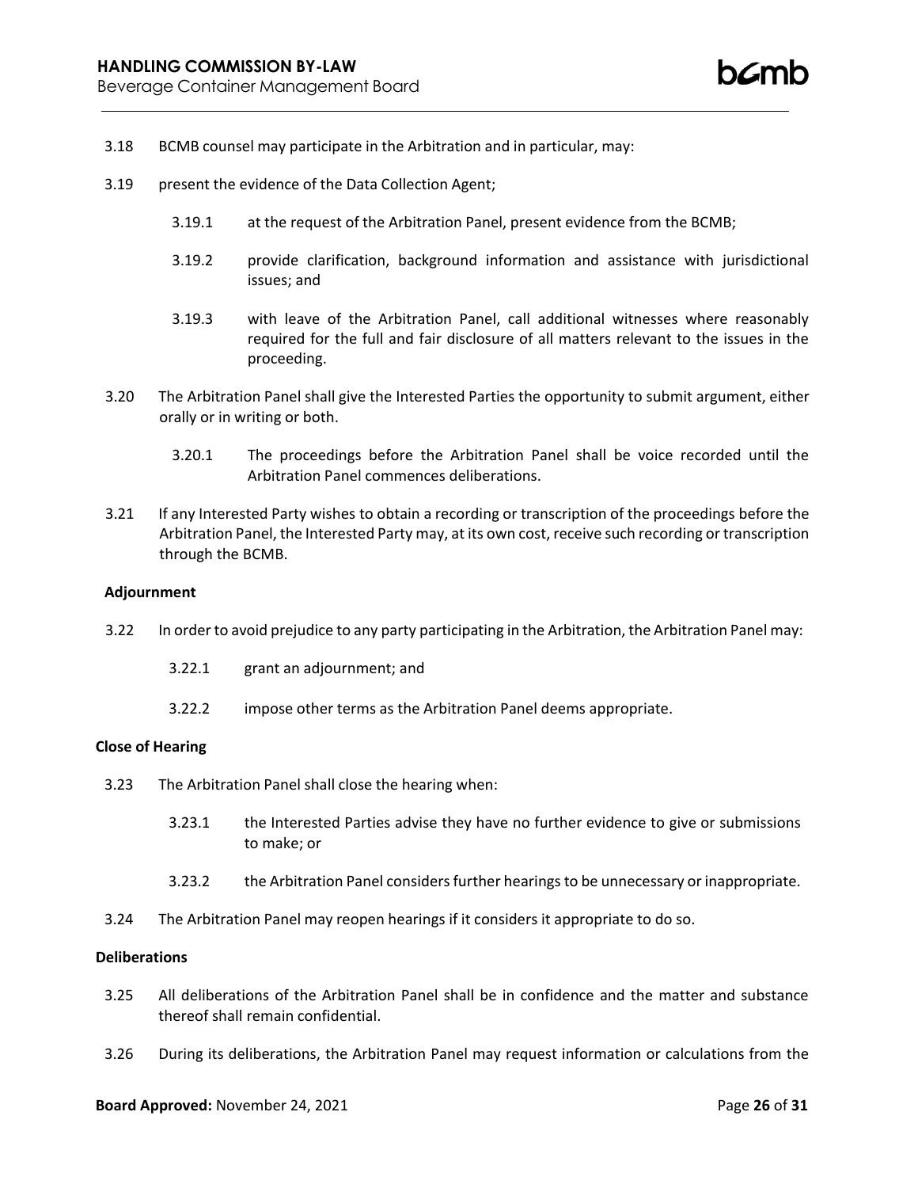3.18 BCMB counsel may participate in the Arbitration and in particular, may:

3.19 present the evidence of the Data Collection Agent;

   3.19.1 at the request of the Arbitration Panel, present evidence from the BCMB;

   3.19.2 provide clarification, background information and assistance with jurisdictional issues; and

   3.19.3 with leave of the Arbitration Panel, call additional witnesses where reasonably required for the full and fair disclosure of all matters relevant to the issues in the proceeding.

3.20 The Arbitration Panel shall give the Interested Parties the opportunity to submit argument, either orally or in writing or both.

   3.20.1 The proceedings before the Arbitration Panel shall be voice recorded until the Arbitration Panel commences deliberations.

3.21 If any Interested Party wishes to obtain a recording or transcription of the proceedings before the Arbitration Panel, the Interested Party may, at its own cost, receive such recording or transcription through the BCMB.

**Adjournment**

3.22 In order to avoid prejudice to any party participating in the Arbitration, the Arbitration Panel may:

   3.22.1 grant an adjournment; and

   3.22.2 impose other terms as the Arbitration Panel deems appropriate.

**Close of Hearing**

3.23 The Arbitration Panel shall close the hearing when:

   3.23.1 the Interested Parties advise they have no further evidence to give or submissions to make; or

   3.23.2 the Arbitration Panel considers further hearings to be unnecessary or inappropriate.

3.24 The Arbitration Panel may reopen hearings if it considers it appropriate to do so.

**Deliberations**

3.25 All deliberations of the Arbitration Panel shall be in confidence and the matter and substance thereof shall remain confidential.

3.26 During its deliberations, the Arbitration Panel may request information or calculations from the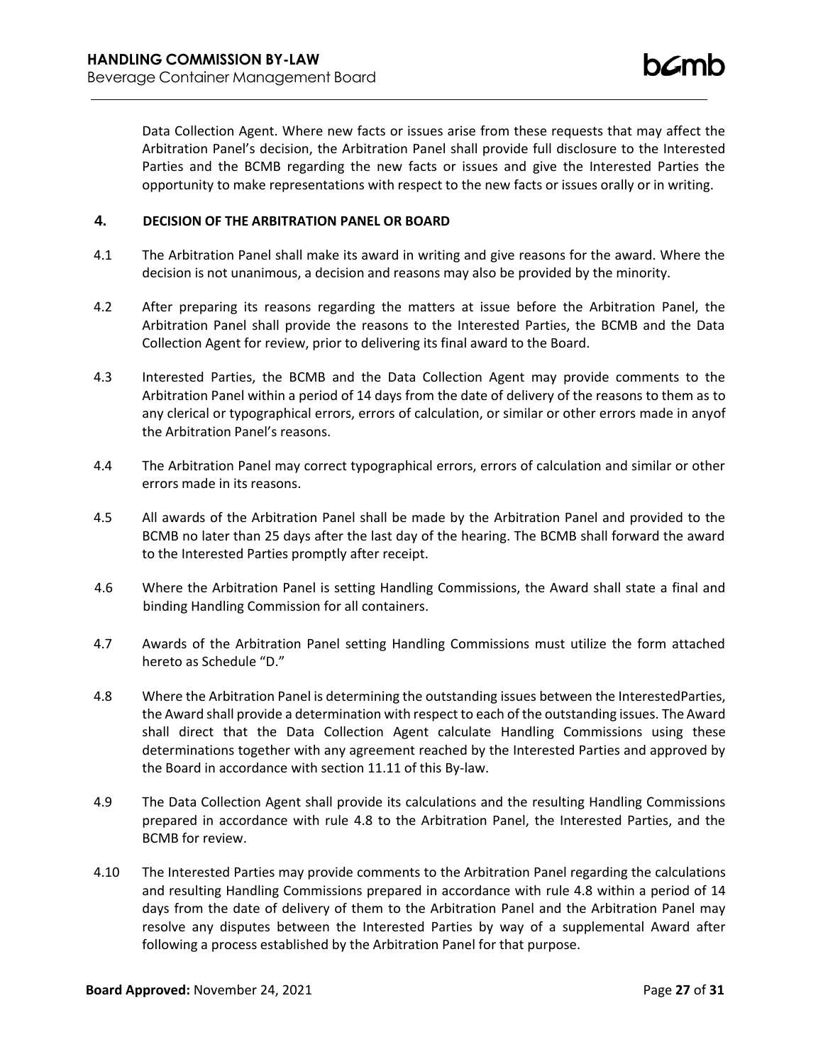Data Collection Agent. Where new facts or issues arise from these requests that may affect the Arbitration Panel's decision, the Arbitration Panel shall provide full disclosure to the Interested Parties and the BCMB regarding the new facts or issues and give the Interested Parties the opportunity to make representations with respect to the new facts or issues orally or in writing.

## 4. DECISION OF THE ARBITRATION PANEL OR BOARD

4.1 The Arbitration Panel shall make its award in writing and give reasons for the award. Where the decision is not unanimous, a decision and reasons may also be provided by the minority.

4.2 After preparing its reasons regarding the matters at issue before the Arbitration Panel, the Arbitration Panel shall provide the reasons to the Interested Parties, the BCMB and the Data Collection Agent for review, prior to delivering its final award to the Board.

4.3 Interested Parties, the BCMB and the Data Collection Agent may provide comments to the Arbitration Panel within a period of 14 days from the date of delivery of the reasons to them as to any clerical or typographical errors, errors of calculation, or similar or other errors made in anyof the Arbitration Panel's reasons.

4.4 The Arbitration Panel may correct typographical errors, errors of calculation and similar or other errors made in its reasons.

4.5 All awards of the Arbitration Panel shall be made by the Arbitration Panel and provided to the BCMB no later than 25 days after the last day of the hearing. The BCMB shall forward the award to the Interested Parties promptly after receipt.

4.6 Where the Arbitration Panel is setting Handling Commissions, the Award shall state a final and binding Handling Commission for all containers.

4.7 Awards of the Arbitration Panel setting Handling Commissions must utilize the form attached hereto as Schedule "D."

4.8 Where the Arbitration Panel is determining the outstanding issues between the InterestedParties, the Award shall provide a determination with respect to each of the outstanding issues. The Award shall direct that the Data Collection Agent calculate Handling Commissions using these determinations together with any agreement reached by the Interested Parties and approved by the Board in accordance with section 11.11 of this By-law.

4.9 The Data Collection Agent shall provide its calculations and the resulting Handling Commissions prepared in accordance with rule 4.8 to the Arbitration Panel, the Interested Parties, and the BCMB for review.

4.10 The Interested Parties may provide comments to the Arbitration Panel regarding the calculations and resulting Handling Commissions prepared in accordance with rule 4.8 within a period of 14 days from the date of delivery of them to the Arbitration Panel and the Arbitration Panel may resolve any disputes between the Interested Parties by way of a supplemental Award after following a process established by the Arbitration Panel for that purpose.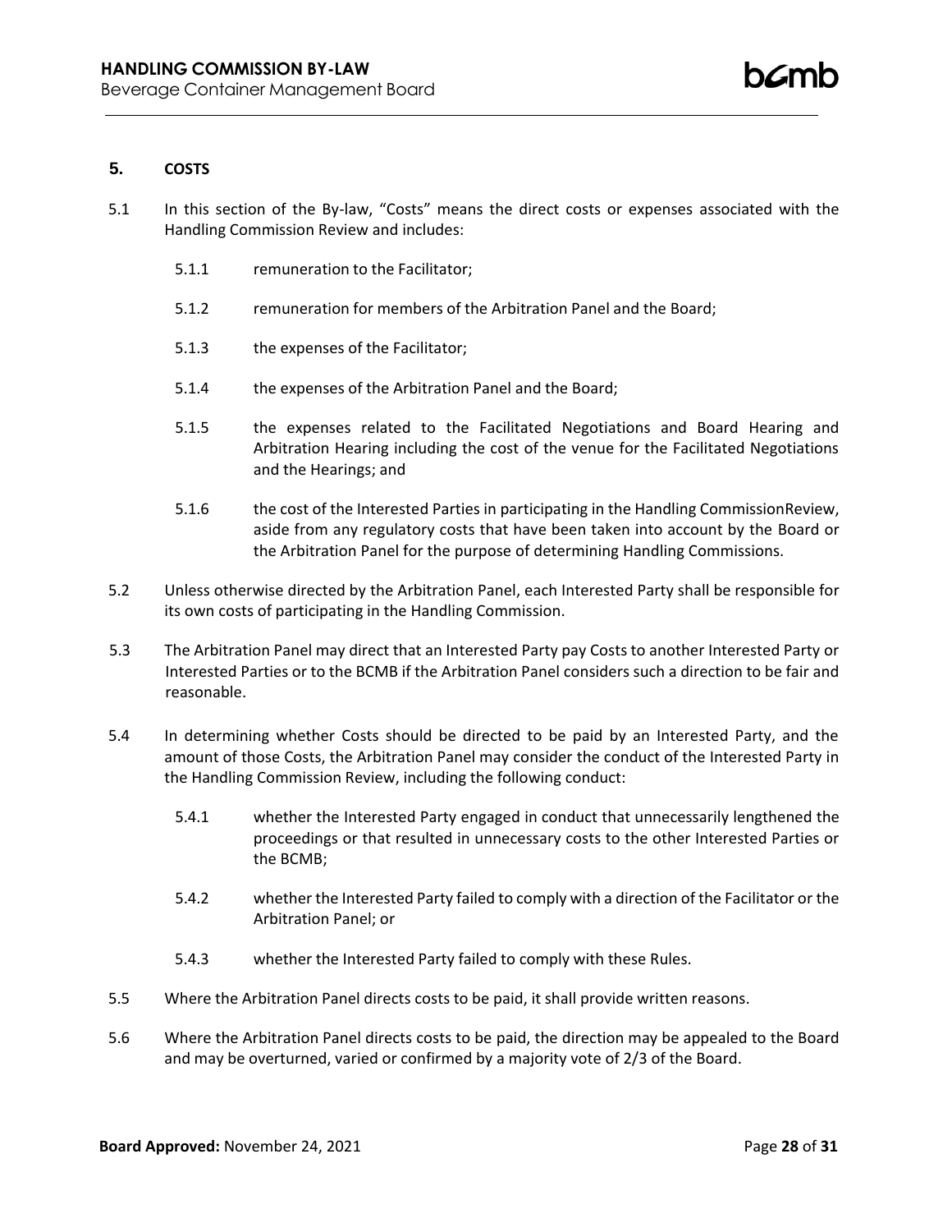## 5. COSTS

5.1 In this section of the By-law, "Costs" means the direct costs or expenses associated with the Handling Commission Review and includes:

- 5.1.1 remuneration to the Facilitator;
- 5.1.2 remuneration for members of the Arbitration Panel and the Board;
- 5.1.3 the expenses of the Facilitator;
- 5.1.4 the expenses of the Arbitration Panel and the Board;
- 5.1.5 the expenses related to the Facilitated Negotiations and Board Hearing and Arbitration Hearing including the cost of the venue for the Facilitated Negotiations and the Hearings; and
- 5.1.6 the cost of the Interested Parties in participating in the Handling CommissionReview, aside from any regulatory costs that have been taken into account by the Board or the Arbitration Panel for the purpose of determining Handling Commissions.

5.2 Unless otherwise directed by the Arbitration Panel, each Interested Party shall be responsible for its own costs of participating in the Handling Commission.

5.3 The Arbitration Panel may direct that an Interested Party pay Costs to another Interested Party or Interested Parties or to the BCMB if the Arbitration Panel considers such a direction to be fair and reasonable.

5.4 In determining whether Costs should be directed to be paid by an Interested Party, and the amount of those Costs, the Arbitration Panel may consider the conduct of the Interested Party in the Handling Commission Review, including the following conduct:

- 5.4.1 whether the Interested Party engaged in conduct that unnecessarily lengthened the proceedings or that resulted in unnecessary costs to the other Interested Parties or the BCMB;
- 5.4.2 whether the Interested Party failed to comply with a direction of the Facilitator or the Arbitration Panel; or
- 5.4.3 whether the Interested Party failed to comply with these Rules.

5.5 Where the Arbitration Panel directs costs to be paid, it shall provide written reasons.

5.6 Where the Arbitration Panel directs costs to be paid, the direction may be appealed to the Board and may be overturned, varied or confirmed by a majority vote of 2/3 of the Board.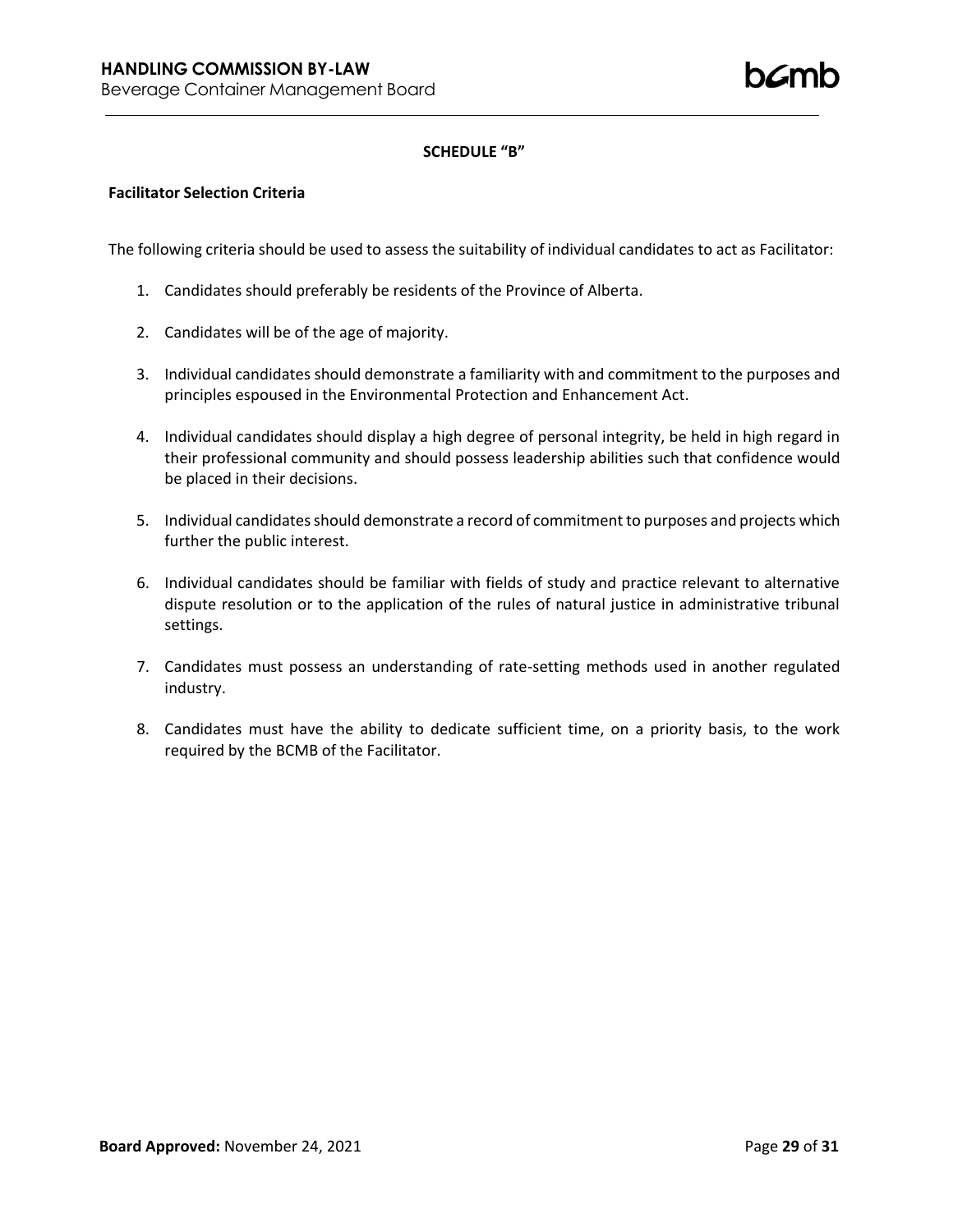**SCHEDULE "B"**

**Facilitator Selection Criteria**

The following criteria should be used to assess the suitability of individual candidates to act as Facilitator:

1. Candidates should preferably be residents of the Province of Alberta.
2. Candidates will be of the age of majority.
3. Individual candidates should demonstrate a familiarity with and commitment to the purposes and principles espoused in the Environmental Protection and Enhancement Act.
4. Individual candidates should display a high degree of personal integrity, be held in high regard in their professional community and should possess leadership abilities such that confidence would be placed in their decisions.
5. Individual candidates should demonstrate a record of commitment to purposes and projects which further the public interest.
6. Individual candidates should be familiar with fields of study and practice relevant to alternative dispute resolution or to the application of the rules of natural justice in administrative tribunal settings.
7. Candidates must possess an understanding of rate-setting methods used in another regulated industry.
8. Candidates must have the ability to dedicate sufficient time, on a priority basis, to the work required by the BCMB of the Facilitator.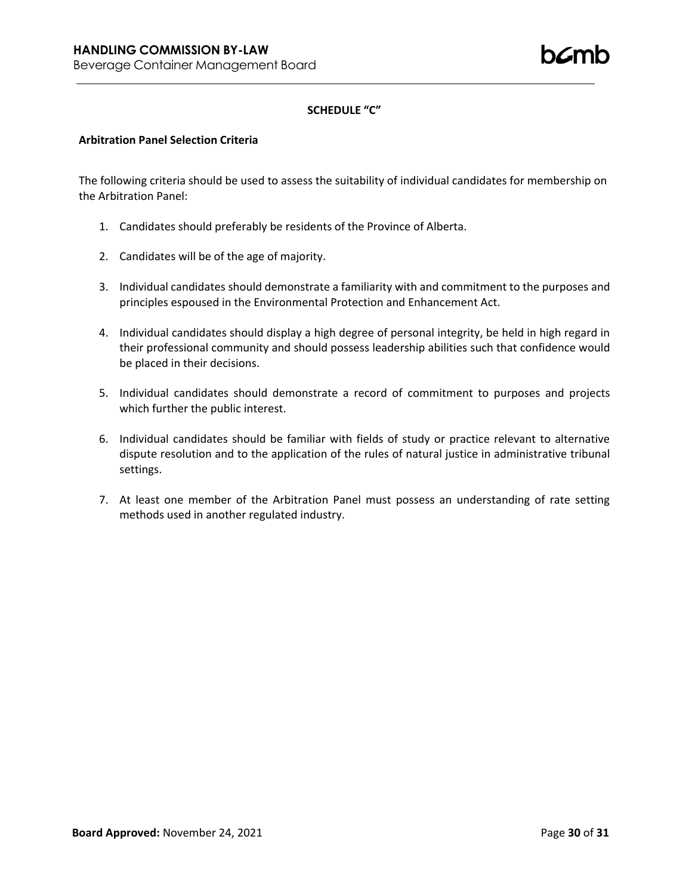## SCHEDULE "C"

**Arbitration Panel Selection Criteria**

The following criteria should be used to assess the suitability of individual candidates for membership on the Arbitration Panel:

1. Candidates should preferably be residents of the Province of Alberta.
2. Candidates will be of the age of majority.
3. Individual candidates should demonstrate a familiarity with and commitment to the purposes and principles espoused in the Environmental Protection and Enhancement Act.
4. Individual candidates should display a high degree of personal integrity, be held in high regard in their professional community and should possess leadership abilities such that confidence would be placed in their decisions.
5. Individual candidates should demonstrate a record of commitment to purposes and projects which further the public interest.
6. Individual candidates should be familiar with fields of study or practice relevant to alternative dispute resolution and to the application of the rules of natural justice in administrative tribunal settings.
7. At least one member of the Arbitration Panel must possess an understanding of rate setting methods used in another regulated industry.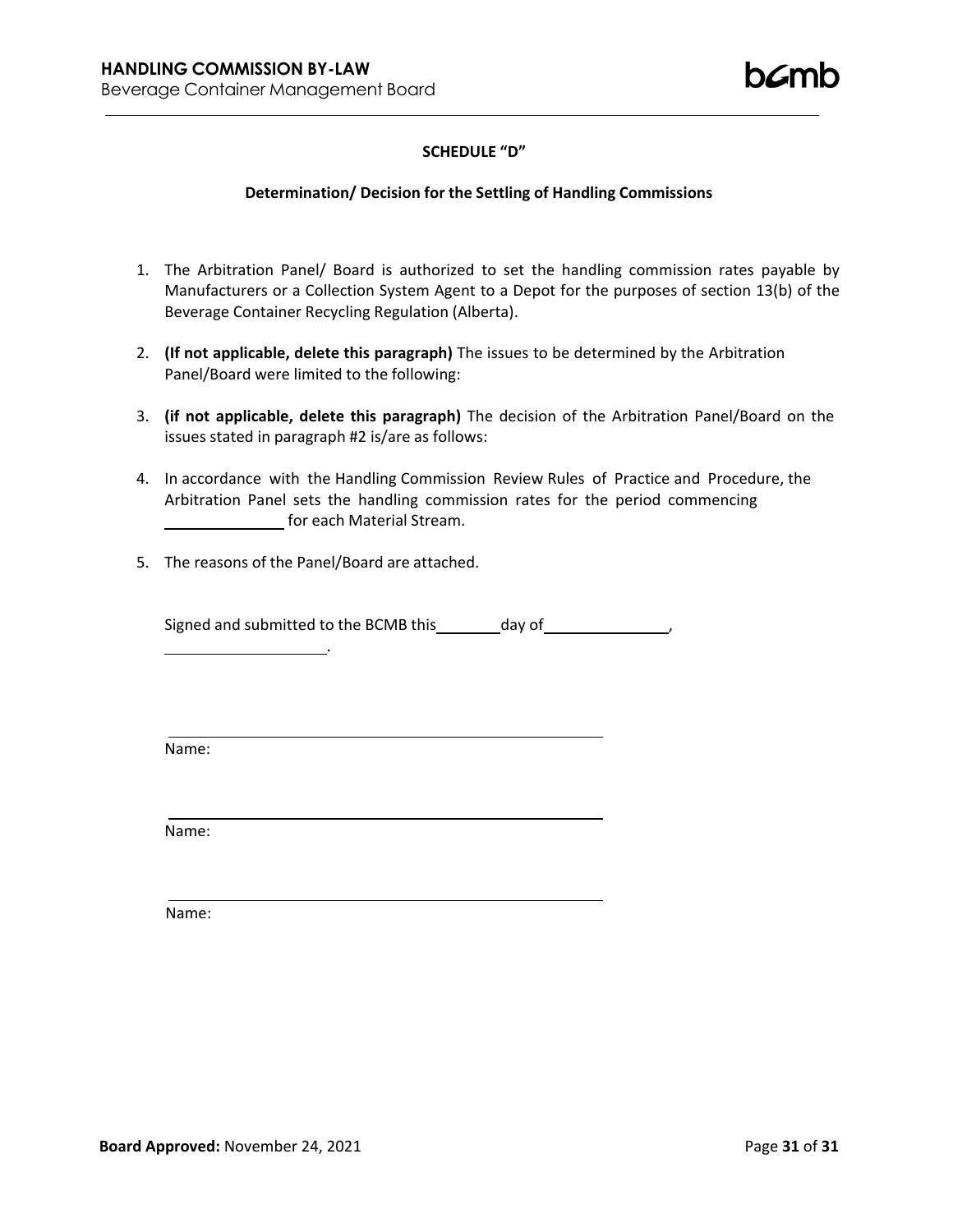**SCHEDULE "D"**

**Determination/ Decision for the Settling of Handling Commissions**

1. The Arbitration Panel/ Board is authorized to set the handling commission rates payable by Manufacturers or a Collection System Agent to a Depot for the purposes of section 13(b) of the Beverage Container Recycling Regulation (Alberta).

2. **(If not applicable, delete this paragraph)** The issues to be determined by the Arbitration Panel/Board were limited to the following:

3. **(if not applicable, delete this paragraph)** The decision of the Arbitration Panel/Board on the issues stated in paragraph #2 is/are as follows:

4. In accordance with the Handling Commission Review Rules of Practice and Procedure, the Arbitration Panel sets the handling commission rates for the period commencing \_\_\_\_\_\_\_\_\_\_\_\_\_\_ for each Material Stream.

5. The reasons of the Panel/Board are attached.

Signed and submitted to the BCMB this \_\_\_\_\_\_\_\_ day of \_\_\_\_\_\_\_\_\_\_\_\_\_\_\_, \_\_\_\_\_\_\_\_\_\_\_\_\_\_\_\_\_\_\_.

\_\_\_\_\_\_\_\_\_\_\_\_\_\_\_\_\_\_\_\_\_\_\_\_\_\_\_\_\_\_\_\_\_\_\_\_\_\_\_\_\_\_\_\_\_\_\_\_

Name:

\_\_\_\_\_\_\_\_\_\_\_\_\_\_\_\_\_\_\_\_\_\_\_\_\_\_\_\_\_\_\_\_\_\_\_\_\_\_\_\_\_\_\_\_\_\_\_\_

Name:

\_\_\_\_\_\_\_\_\_\_\_\_\_\_\_\_\_\_\_\_\_\_\_\_\_\_\_\_\_\_\_\_\_\_\_\_\_\_\_\_\_\_\_\_\_\_\_\_

Name: